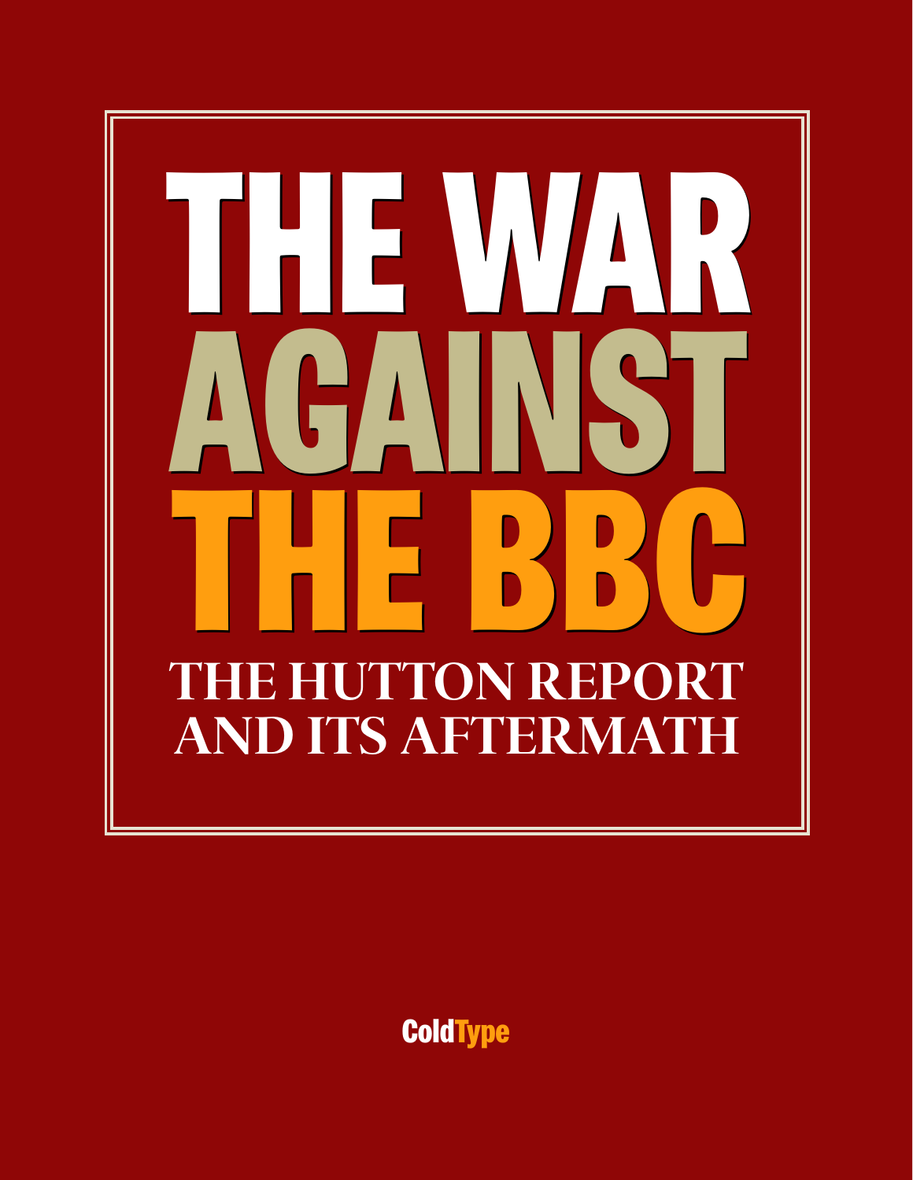# THE WAR AGAINST THE BBC

## THE HUTTON REPORT AND ITS AFTERMATH

ColdType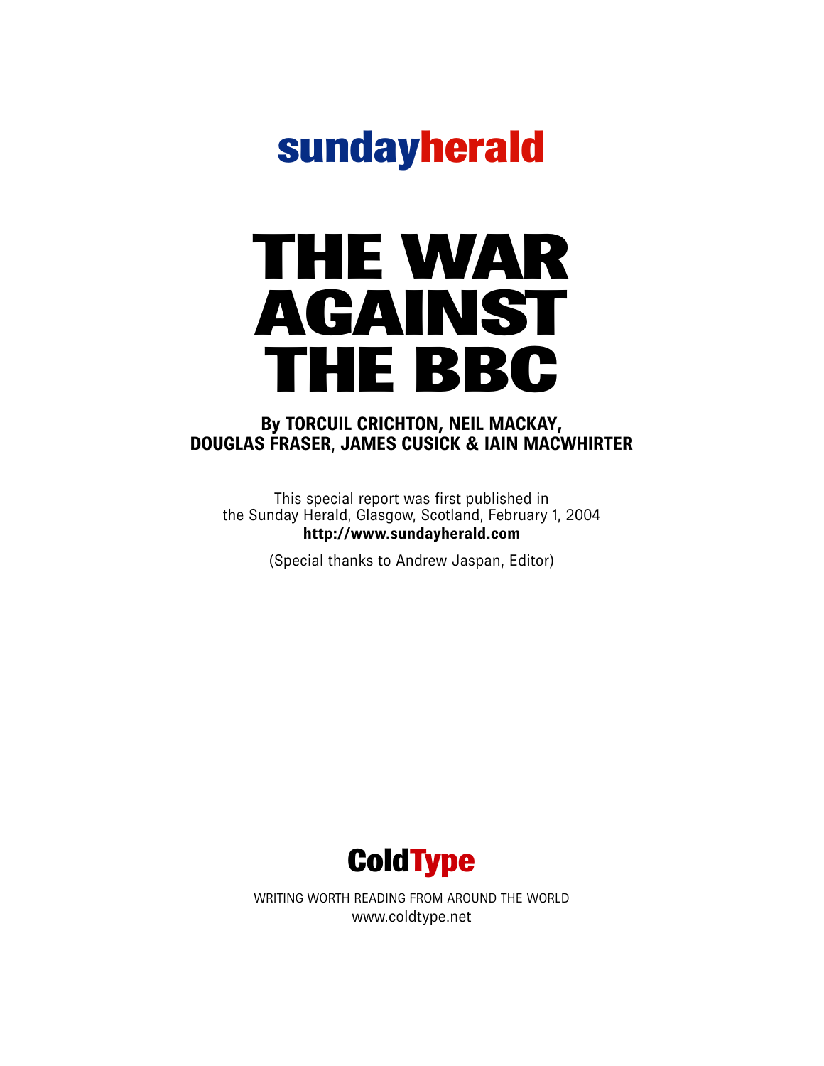**sundayherald**

# THE WAR AGAINST THE BBC

**By TORCUIL CRICHTON, NEIL MACKAY, DOUGLAS FRASER, JAMES CUSICK & IAIN MACWHIRTER**

This special report was first published in the Sunday Herald, Glasgow, Scotland, February 1, 2004
**http://www.sundayherald.com**

(Special thanks to Andrew Jaspan, Editor)

**ColdType**

WRITING WORTH READING FROM AROUND THE WORLD
www.coldtype.net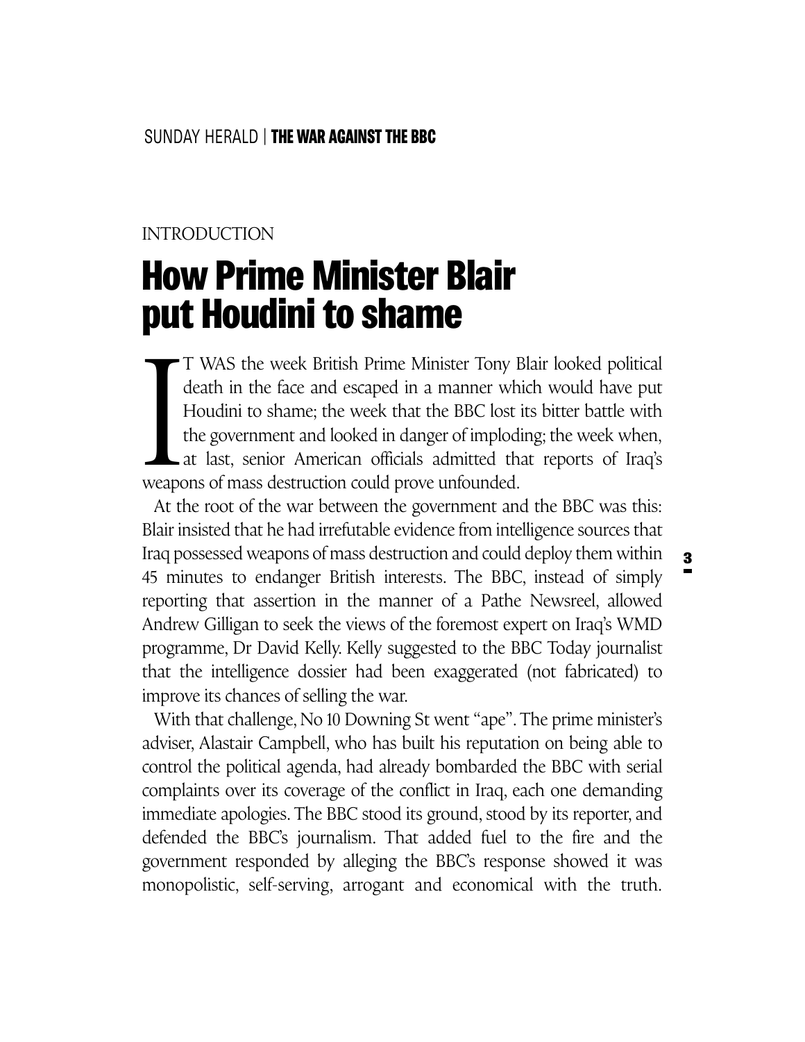INTRODUCTION

# How Prime Minister Blair put Houdini to shame

IT WAS the week British Prime Minister Tony Blair looked political death in the face and escaped in a manner which would have put Houdini to shame; the week that the BBC lost its bitter battle with the government and looked in danger of imploding; the week when, at last, senior American officials admitted that reports of Iraq's weapons of mass destruction could prove unfounded.

At the root of the war between the government and the BBC was this: Blair insisted that he had irrefutable evidence from intelligence sources that Iraq possessed weapons of mass destruction and could deploy them within 45 minutes to endanger British interests. The BBC, instead of simply reporting that assertion in the manner of a Pathe Newsreel, allowed Andrew Gilligan to seek the views of the foremost expert on Iraq's WMD programme, Dr David Kelly. Kelly suggested to the BBC Today journalist that the intelligence dossier had been exaggerated (not fabricated) to improve its chances of selling the war.

With that challenge, No 10 Downing St went "ape". The prime minister's adviser, Alastair Campbell, who has built his reputation on being able to control the political agenda, had already bombarded the BBC with serial complaints over its coverage of the conflict in Iraq, each one demanding immediate apologies. The BBC stood its ground, stood by its reporter, and defended the BBC's journalism. That added fuel to the fire and the government responded by alleging the BBC's response showed it was monopolistic, self-serving, arrogant and economical with the truth.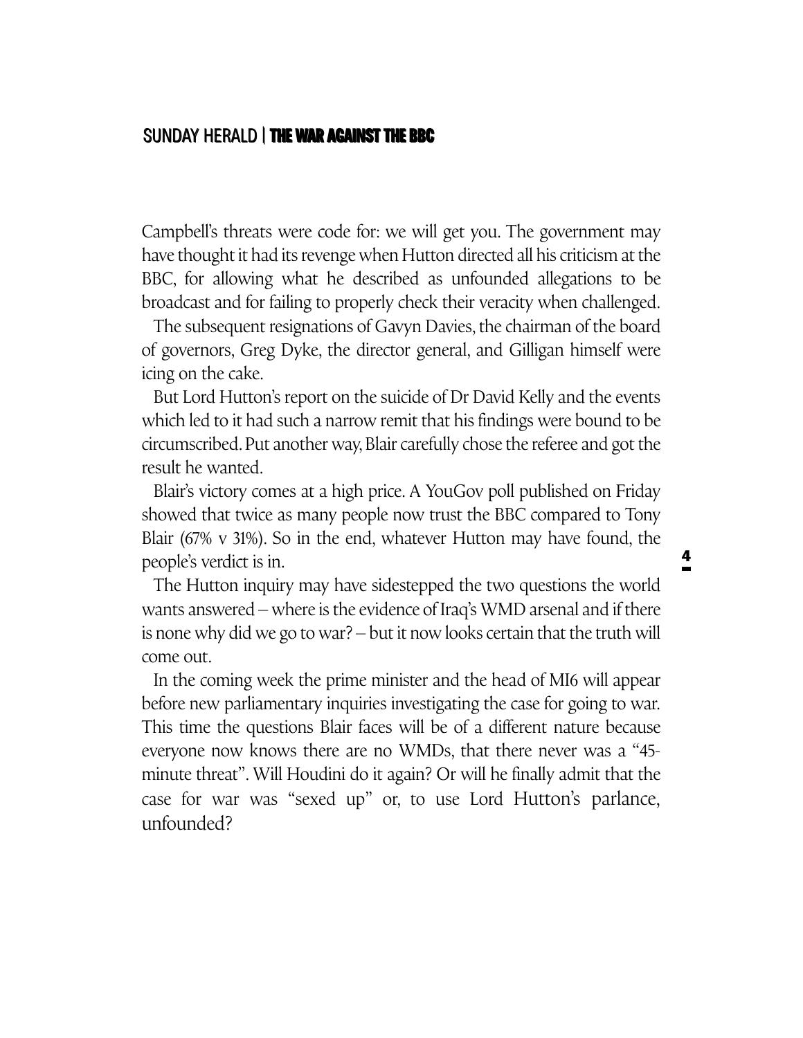Campbell's threats were code for: we will get you. The government may have thought it had its revenge when Hutton directed all his criticism at the BBC, for allowing what he described as unfounded allegations to be broadcast and for failing to properly check their veracity when challenged.

The subsequent resignations of Gavyn Davies, the chairman of the board of governors, Greg Dyke, the director general, and Gilligan himself were icing on the cake.

But Lord Hutton's report on the suicide of Dr David Kelly and the events which led to it had such a narrow remit that his findings were bound to be circumscribed. Put another way, Blair carefully chose the referee and got the result he wanted.

Blair's victory comes at a high price. A YouGov poll published on Friday showed that twice as many people now trust the BBC compared to Tony Blair (67% v 31%). So in the end, whatever Hutton may have found, the people's verdict is in.

The Hutton inquiry may have sidestepped the two questions the world wants answered – where is the evidence of Iraq's WMD arsenal and if there is none why did we go to war? – but it now looks certain that the truth will come out.

In the coming week the prime minister and the head of MI6 will appear before new parliamentary inquiries investigating the case for going to war. This time the questions Blair faces will be of a different nature because everyone now knows there are no WMDs, that there never was a "45-minute threat". Will Houdini do it again? Or will he finally admit that the case for war was "sexed up" or, to use Lord Hutton's parlance, unfounded?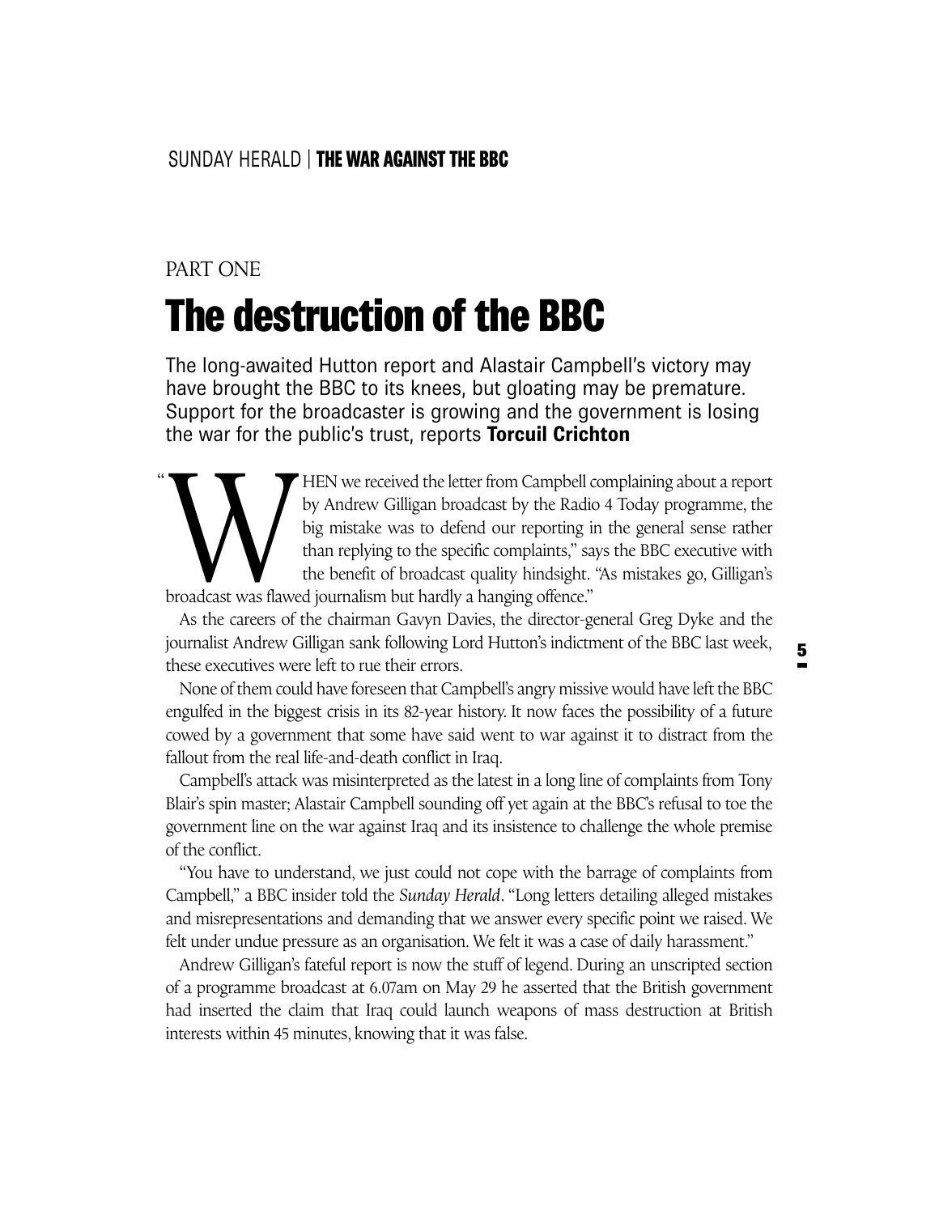PART ONE

# The destruction of the BBC

The long-awaited Hutton report and Alastair Campbell's victory may have brought the BBC to its knees, but gloating may be premature. Support for the broadcaster is growing and the government is losing the war for the public's trust, reports **Torcuil Crichton**

"WHEN we received the letter from Campbell complaining about a report by Andrew Gilligan broadcast by the Radio 4 Today programme, the big mistake was to defend our reporting in the general sense rather than replying to the specific complaints," says the BBC executive with the benefit of broadcast quality hindsight. "As mistakes go, Gilligan's broadcast was flawed journalism but hardly a hanging offence."

As the careers of the chairman Gavyn Davies, the director-general Greg Dyke and the journalist Andrew Gilligan sank following Lord Hutton's indictment of the BBC last week, these executives were left to rue their errors.

None of them could have foreseen that Campbell's angry missive would have left the BBC engulfed in the biggest crisis in its 82-year history. It now faces the possibility of a future cowed by a government that some have said went to war against it to distract from the fallout from the real life-and-death conflict in Iraq.

Campbell's attack was misinterpreted as the latest in a long line of complaints from Tony Blair's spin master; Alastair Campbell sounding off yet again at the BBC's refusal to toe the government line on the war against Iraq and its insistence to challenge the whole premise of the conflict.

"You have to understand, we just could not cope with the barrage of complaints from Campbell," a BBC insider told the *Sunday Herald*. "Long letters detailing alleged mistakes and misrepresentations and demanding that we answer every specific point we raised. We felt under undue pressure as an organisation. We felt it was a case of daily harassment."

Andrew Gilligan's fateful report is now the stuff of legend. During an unscripted section of a programme broadcast at 6.07am on May 29 he asserted that the British government had inserted the claim that Iraq could launch weapons of mass destruction at British interests within 45 minutes, knowing that it was false.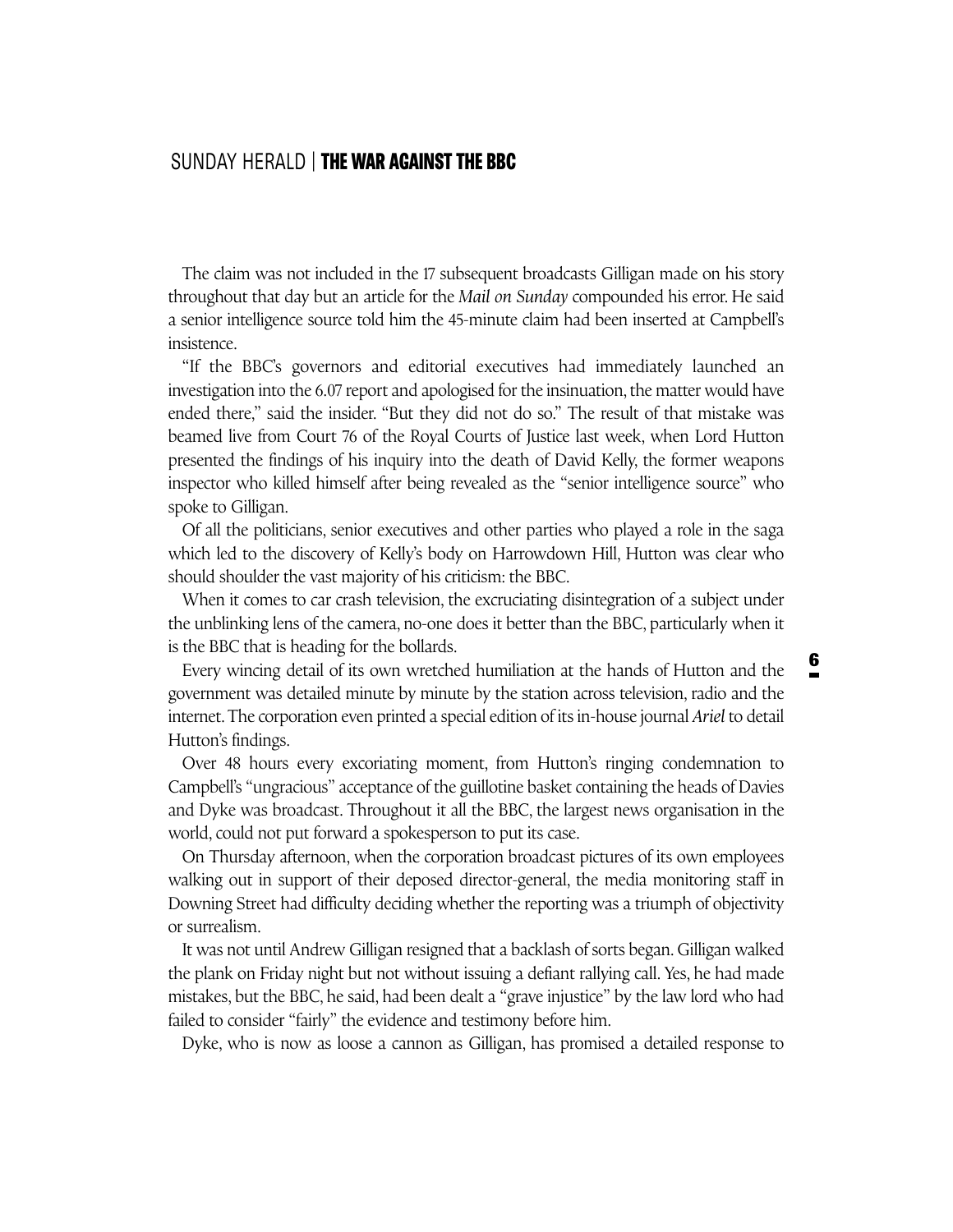The claim was not included in the 17 subsequent broadcasts Gilligan made on his story throughout that day but an article for the *Mail on Sunday* compounded his error. He said a senior intelligence source told him the 45-minute claim had been inserted at Campbell's insistence.

"If the BBC's governors and editorial executives had immediately launched an investigation into the 6.07 report and apologised for the insinuation, the matter would have ended there," said the insider. "But they did not do so." The result of that mistake was beamed live from Court 76 of the Royal Courts of Justice last week, when Lord Hutton presented the findings of his inquiry into the death of David Kelly, the former weapons inspector who killed himself after being revealed as the "senior intelligence source" who spoke to Gilligan.

Of all the politicians, senior executives and other parties who played a role in the saga which led to the discovery of Kelly's body on Harrowdown Hill, Hutton was clear who should shoulder the vast majority of his criticism: the BBC.

When it comes to car crash television, the excruciating disintegration of a subject under the unblinking lens of the camera, no-one does it better than the BBC, particularly when it is the BBC that is heading for the bollards.

Every wincing detail of its own wretched humiliation at the hands of Hutton and the government was detailed minute by minute by the station across television, radio and the internet. The corporation even printed a special edition of its in-house journal *Ariel* to detail Hutton's findings.

Over 48 hours every excoriating moment, from Hutton's ringing condemnation to Campbell's "ungracious" acceptance of the guillotine basket containing the heads of Davies and Dyke was broadcast. Throughout it all the BBC, the largest news organisation in the world, could not put forward a spokesperson to put its case.

On Thursday afternoon, when the corporation broadcast pictures of its own employees walking out in support of their deposed director-general, the media monitoring staff in Downing Street had difficulty deciding whether the reporting was a triumph of objectivity or surrealism.

It was not until Andrew Gilligan resigned that a backlash of sorts began. Gilligan walked the plank on Friday night but not without issuing a defiant rallying call. Yes, he had made mistakes, but the BBC, he said, had been dealt a "grave injustice" by the law lord who had failed to consider "fairly" the evidence and testimony before him.

Dyke, who is now as loose a cannon as Gilligan, has promised a detailed response to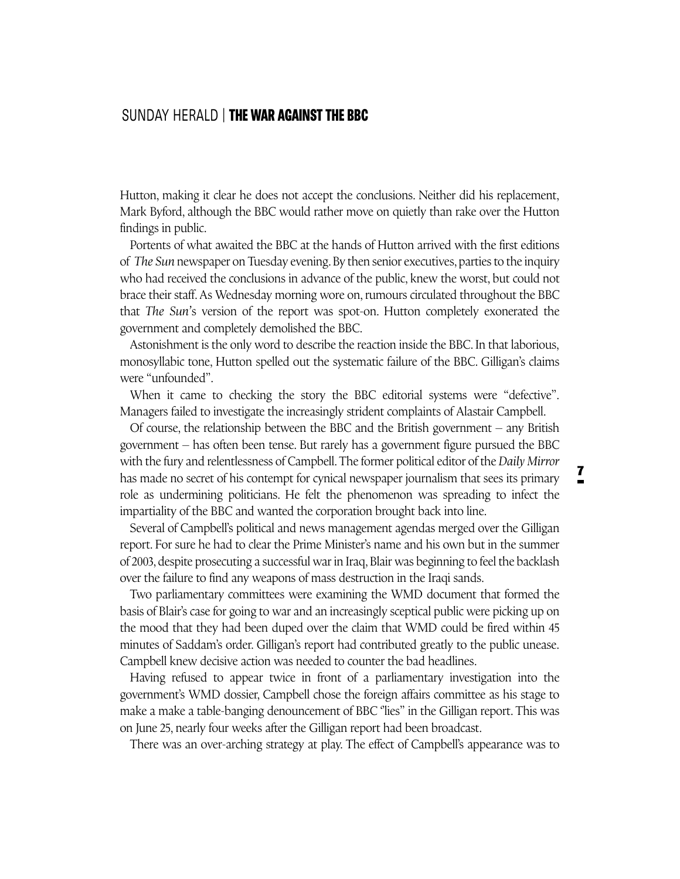Hutton, making it clear he does not accept the conclusions. Neither did his replacement, Mark Byford, although the BBC would rather move on quietly than rake over the Hutton findings in public.

Portents of what awaited the BBC at the hands of Hutton arrived with the first editions of *The Sun* newspaper on Tuesday evening. By then senior executives, parties to the inquiry who had received the conclusions in advance of the public, knew the worst, but could not brace their staff. As Wednesday morning wore on, rumours circulated throughout the BBC that *The Sun*'s version of the report was spot-on. Hutton completely exonerated the government and completely demolished the BBC.

Astonishment is the only word to describe the reaction inside the BBC. In that laborious, monosyllabic tone, Hutton spelled out the systematic failure of the BBC. Gilligan's claims were "unfounded".

When it came to checking the story the BBC editorial systems were "defective". Managers failed to investigate the increasingly strident complaints of Alastair Campbell.

Of course, the relationship between the BBC and the British government – any British government – has often been tense. But rarely has a government figure pursued the BBC with the fury and relentlessness of Campbell. The former political editor of the *Daily Mirror* has made no secret of his contempt for cynical newspaper journalism that sees its primary role as undermining politicians. He felt the phenomenon was spreading to infect the impartiality of the BBC and wanted the corporation brought back into line.

Several of Campbell's political and news management agendas merged over the Gilligan report. For sure he had to clear the Prime Minister's name and his own but in the summer of 2003, despite prosecuting a successful war in Iraq, Blair was beginning to feel the backlash over the failure to find any weapons of mass destruction in the Iraqi sands.

Two parliamentary committees were examining the WMD document that formed the basis of Blair's case for going to war and an increasingly sceptical public were picking up on the mood that they had been duped over the claim that WMD could be fired within 45 minutes of Saddam's order. Gilligan's report had contributed greatly to the public unease. Campbell knew decisive action was needed to counter the bad headlines.

Having refused to appear twice in front of a parliamentary investigation into the government's WMD dossier, Campbell chose the foreign affairs committee as his stage to make a make a table-banging denouncement of BBC "lies" in the Gilligan report. This was on June 25, nearly four weeks after the Gilligan report had been broadcast.

There was an over-arching strategy at play. The effect of Campbell's appearance was to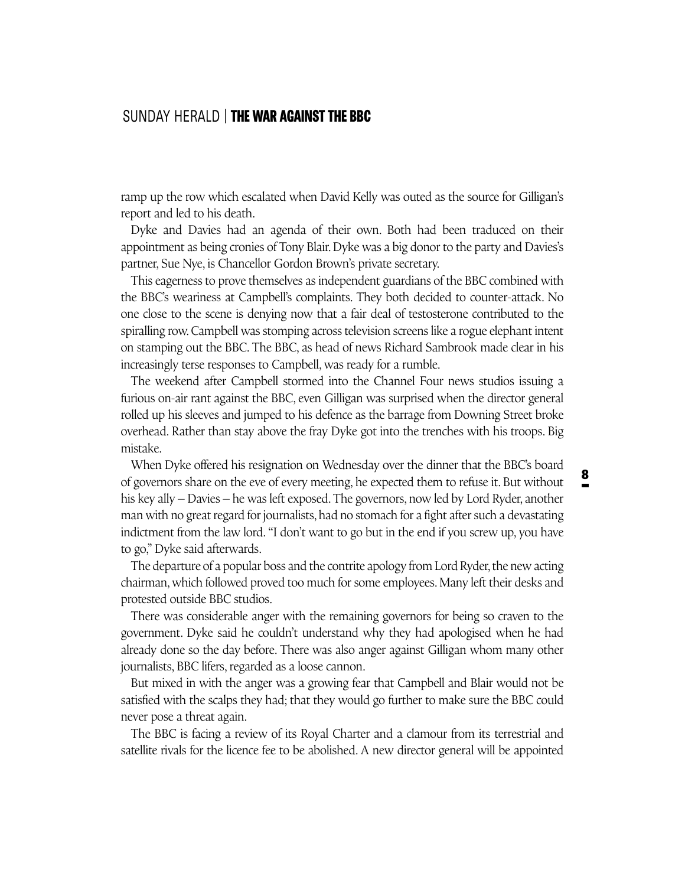ramp up the row which escalated when David Kelly was outed as the source for Gilligan's report and led to his death.

Dyke and Davies had an agenda of their own. Both had been traduced on their appointment as being cronies of Tony Blair. Dyke was a big donor to the party and Davies's partner, Sue Nye, is Chancellor Gordon Brown's private secretary.

This eagerness to prove themselves as independent guardians of the BBC combined with the BBC's weariness at Campbell's complaints. They both decided to counter-attack. No one close to the scene is denying now that a fair deal of testosterone contributed to the spiralling row. Campbell was stomping across television screens like a rogue elephant intent on stamping out the BBC. The BBC, as head of news Richard Sambrook made clear in his increasingly terse responses to Campbell, was ready for a rumble.

The weekend after Campbell stormed into the Channel Four news studios issuing a furious on-air rant against the BBC, even Gilligan was surprised when the director general rolled up his sleeves and jumped to his defence as the barrage from Downing Street broke overhead. Rather than stay above the fray Dyke got into the trenches with his troops. Big mistake.

When Dyke offered his resignation on Wednesday over the dinner that the BBC's board of governors share on the eve of every meeting, he expected them to refuse it. But without his key ally – Davies – he was left exposed. The governors, now led by Lord Ryder, another man with no great regard for journalists, had no stomach for a fight after such a devastating indictment from the law lord. "I don't want to go but in the end if you screw up, you have to go," Dyke said afterwards.

The departure of a popular boss and the contrite apology from Lord Ryder, the new acting chairman, which followed proved too much for some employees. Many left their desks and protested outside BBC studios.

There was considerable anger with the remaining governors for being so craven to the government. Dyke said he couldn't understand why they had apologised when he had already done so the day before. There was also anger against Gilligan whom many other journalists, BBC lifers, regarded as a loose cannon.

But mixed in with the anger was a growing fear that Campbell and Blair would not be satisfied with the scalps they had; that they would go further to make sure the BBC could never pose a threat again.

The BBC is facing a review of its Royal Charter and a clamour from its terrestrial and satellite rivals for the licence fee to be abolished. A new director general will be appointed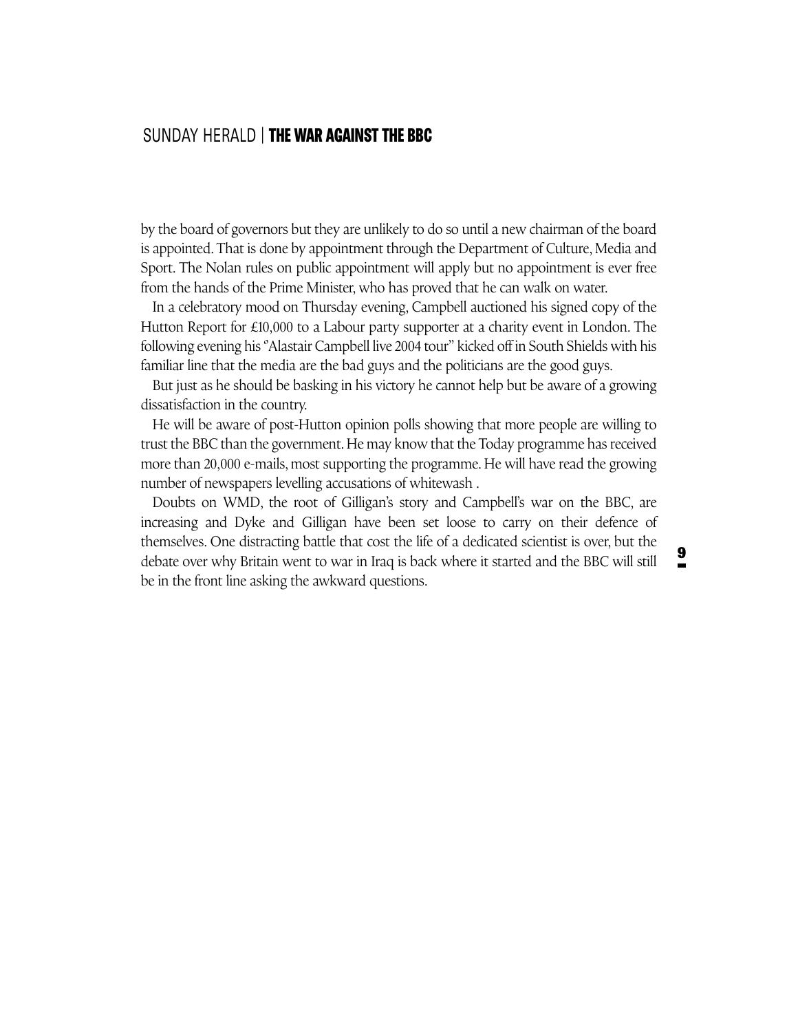by the board of governors but they are unlikely to do so until a new chairman of the board is appointed. That is done by appointment through the Department of Culture, Media and Sport. The Nolan rules on public appointment will apply but no appointment is ever free from the hands of the Prime Minister, who has proved that he can walk on water.

In a celebratory mood on Thursday evening, Campbell auctioned his signed copy of the Hutton Report for £10,000 to a Labour party supporter at a charity event in London. The following evening his "Alastair Campbell live 2004 tour" kicked off in South Shields with his familiar line that the media are the bad guys and the politicians are the good guys.

But just as he should be basking in his victory he cannot help but be aware of a growing dissatisfaction in the country.

He will be aware of post-Hutton opinion polls showing that more people are willing to trust the BBC than the government. He may know that the Today programme has received more than 20,000 e-mails, most supporting the programme. He will have read the growing number of newspapers levelling accusations of whitewash .

Doubts on WMD, the root of Gilligan's story and Campbell's war on the BBC, are increasing and Dyke and Gilligan have been set loose to carry on their defence of themselves. One distracting battle that cost the life of a dedicated scientist is over, but the debate over why Britain went to war in Iraq is back where it started and the BBC will still be in the front line asking the awkward questions.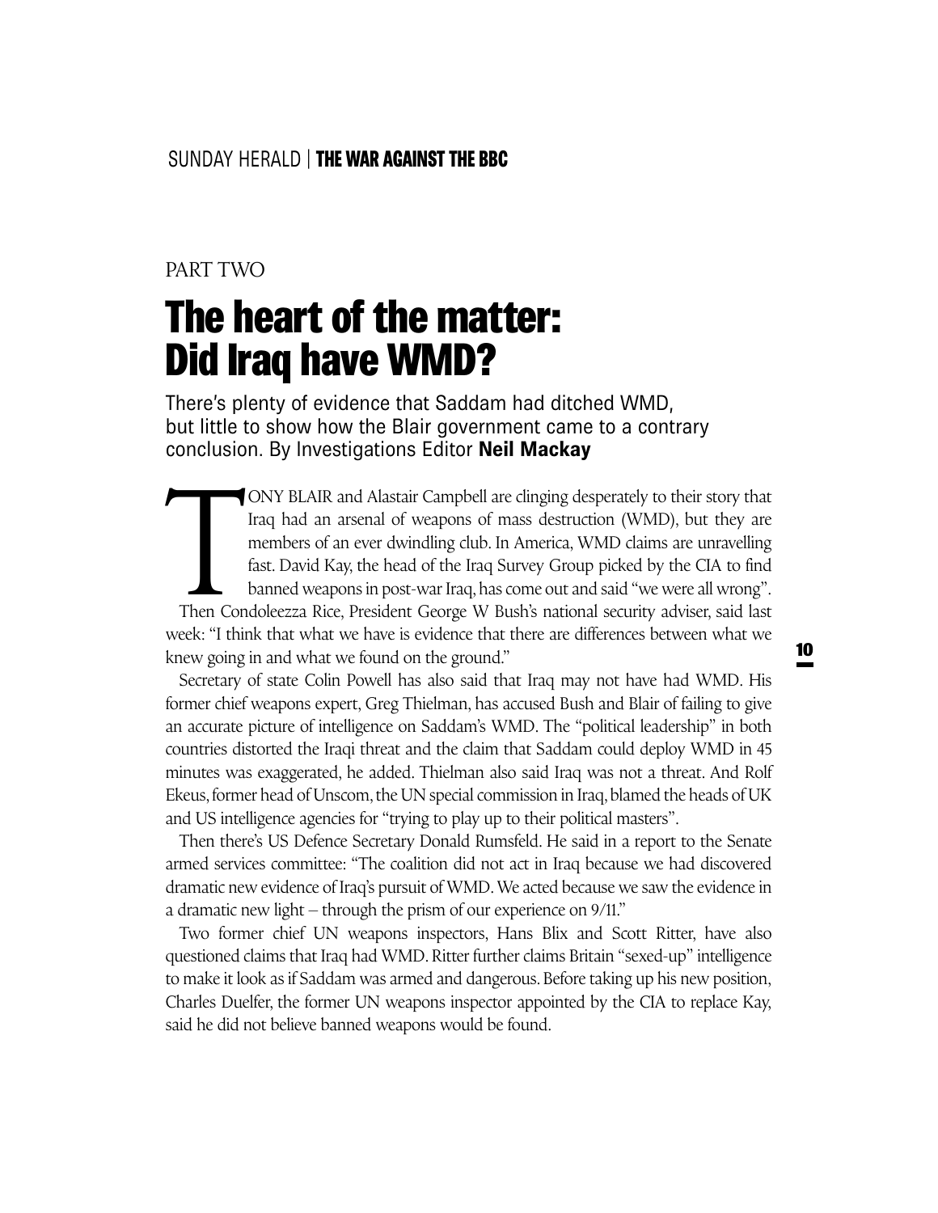PART TWO

# The heart of the matter: Did Iraq have WMD?

There's plenty of evidence that Saddam had ditched WMD, but little to show how the Blair government came to a contrary conclusion. By Investigations Editor **Neil Mackay**

TONY BLAIR and Alastair Campbell are clinging desperately to their story that Iraq had an arsenal of weapons of mass destruction (WMD), but they are members of an ever dwindling club. In America, WMD claims are unravelling fast. David Kay, the head of the Iraq Survey Group picked by the CIA to find banned weapons in post-war Iraq, has come out and said "we were all wrong". Then Condoleezza Rice, President George W Bush's national security adviser, said last week: "I think that what we have is evidence that there are differences between what we knew going in and what we found on the ground."

Secretary of state Colin Powell has also said that Iraq may not have had WMD. His former chief weapons expert, Greg Thielman, has accused Bush and Blair of failing to give an accurate picture of intelligence on Saddam's WMD. The "political leadership" in both countries distorted the Iraqi threat and the claim that Saddam could deploy WMD in 45 minutes was exaggerated, he added. Thielman also said Iraq was not a threat. And Rolf Ekeus, former head of Unscom, the UN special commission in Iraq, blamed the heads of UK and US intelligence agencies for "trying to play up to their political masters".

Then there's US Defence Secretary Donald Rumsfeld. He said in a report to the Senate armed services committee: "The coalition did not act in Iraq because we had discovered dramatic new evidence of Iraq's pursuit of WMD. We acted because we saw the evidence in a dramatic new light – through the prism of our experience on 9/11."

Two former chief UN weapons inspectors, Hans Blix and Scott Ritter, have also questioned claims that Iraq had WMD. Ritter further claims Britain "sexed-up" intelligence to make it look as if Saddam was armed and dangerous. Before taking up his new position, Charles Duelfer, the former UN weapons inspector appointed by the CIA to replace Kay, said he did not believe banned weapons would be found.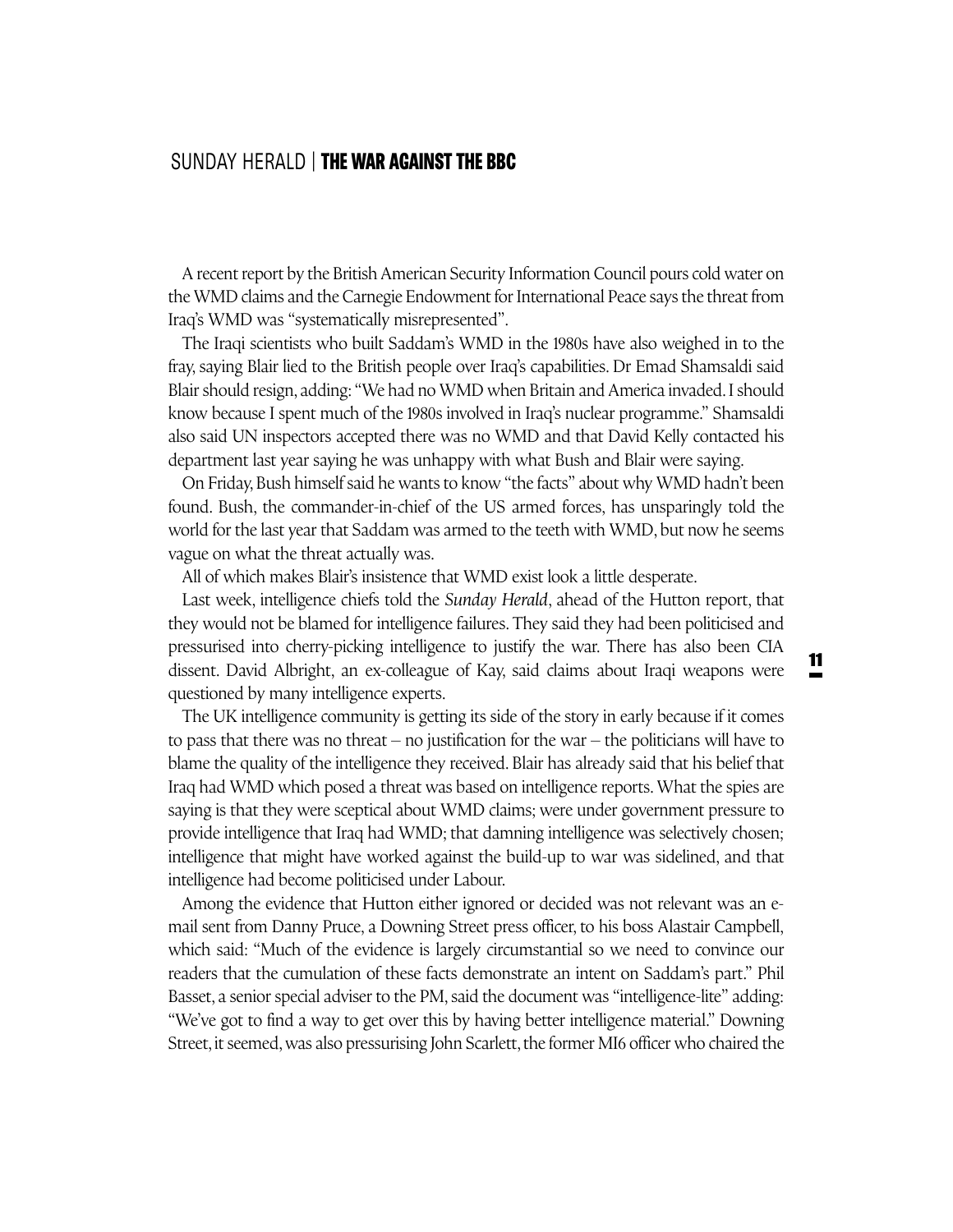A recent report by the British American Security Information Council pours cold water on the WMD claims and the Carnegie Endowment for International Peace says the threat from Iraq's WMD was "systematically misrepresented".

The Iraqi scientists who built Saddam's WMD in the 1980s have also weighed in to the fray, saying Blair lied to the British people over Iraq's capabilities. Dr Emad Shamsaldi said Blair should resign, adding: "We had no WMD when Britain and America invaded. I should know because I spent much of the 1980s involved in Iraq's nuclear programme." Shamsaldi also said UN inspectors accepted there was no WMD and that David Kelly contacted his department last year saying he was unhappy with what Bush and Blair were saying.

On Friday, Bush himself said he wants to know "the facts" about why WMD hadn't been found. Bush, the commander-in-chief of the US armed forces, has unsparingly told the world for the last year that Saddam was armed to the teeth with WMD, but now he seems vague on what the threat actually was.

All of which makes Blair's insistence that WMD exist look a little desperate.

Last week, intelligence chiefs told the *Sunday Herald*, ahead of the Hutton report, that they would not be blamed for intelligence failures. They said they had been politicised and pressurised into cherry-picking intelligence to justify the war. There has also been CIA dissent. David Albright, an ex-colleague of Kay, said claims about Iraqi weapons were questioned by many intelligence experts.

The UK intelligence community is getting its side of the story in early because if it comes to pass that there was no threat – no justification for the war – the politicians will have to blame the quality of the intelligence they received. Blair has already said that his belief that Iraq had WMD which posed a threat was based on intelligence reports. What the spies are saying is that they were sceptical about WMD claims; were under government pressure to provide intelligence that Iraq had WMD; that damning intelligence was selectively chosen; intelligence that might have worked against the build-up to war was sidelined, and that intelligence had become politicised under Labour.

Among the evidence that Hutton either ignored or decided was not relevant was an e-mail sent from Danny Pruce, a Downing Street press officer, to his boss Alastair Campbell, which said: "Much of the evidence is largely circumstantial so we need to convince our readers that the cumulation of these facts demonstrate an intent on Saddam's part." Phil Basset, a senior special adviser to the PM, said the document was "intelligence-lite" adding: "We've got to find a way to get over this by having better intelligence material." Downing Street, it seemed, was also pressurising John Scarlett, the former MI6 officer who chaired the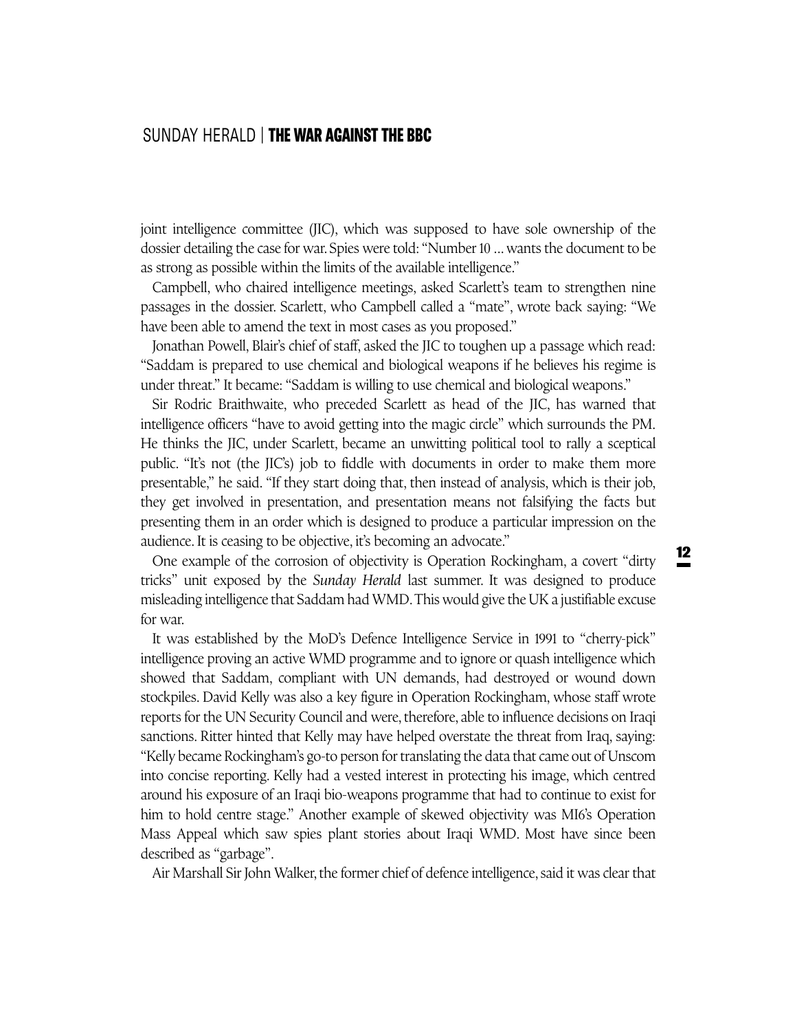joint intelligence committee (JIC), which was supposed to have sole ownership of the dossier detailing the case for war. Spies were told: "Number 10 ... wants the document to be as strong as possible within the limits of the available intelligence."

Campbell, who chaired intelligence meetings, asked Scarlett's team to strengthen nine passages in the dossier. Scarlett, who Campbell called a "mate", wrote back saying: "We have been able to amend the text in most cases as you proposed."

Jonathan Powell, Blair's chief of staff, asked the JIC to toughen up a passage which read: "Saddam is prepared to use chemical and biological weapons if he believes his regime is under threat." It became: "Saddam is willing to use chemical and biological weapons."

Sir Rodric Braithwaite, who preceded Scarlett as head of the JIC, has warned that intelligence officers "have to avoid getting into the magic circle" which surrounds the PM. He thinks the JIC, under Scarlett, became an unwitting political tool to rally a sceptical public. "It's not (the JIC's) job to fiddle with documents in order to make them more presentable," he said. "If they start doing that, then instead of analysis, which is their job, they get involved in presentation, and presentation means not falsifying the facts but presenting them in an order which is designed to produce a particular impression on the audience. It is ceasing to be objective, it's becoming an advocate."

One example of the corrosion of objectivity is Operation Rockingham, a covert "dirty tricks" unit exposed by the *Sunday Herald* last summer. It was designed to produce misleading intelligence that Saddam had WMD. This would give the UK a justifiable excuse for war.

It was established by the MoD's Defence Intelligence Service in 1991 to "cherry-pick" intelligence proving an active WMD programme and to ignore or quash intelligence which showed that Saddam, compliant with UN demands, had destroyed or wound down stockpiles. David Kelly was also a key figure in Operation Rockingham, whose staff wrote reports for the UN Security Council and were, therefore, able to influence decisions on Iraqi sanctions. Ritter hinted that Kelly may have helped overstate the threat from Iraq, saying: "Kelly became Rockingham's go-to person for translating the data that came out of Unscom into concise reporting. Kelly had a vested interest in protecting his image, which centred around his exposure of an Iraqi bio-weapons programme that had to continue to exist for him to hold centre stage." Another example of skewed objectivity was MI6's Operation Mass Appeal which saw spies plant stories about Iraqi WMD. Most have since been described as "garbage".

Air Marshall Sir John Walker, the former chief of defence intelligence, said it was clear that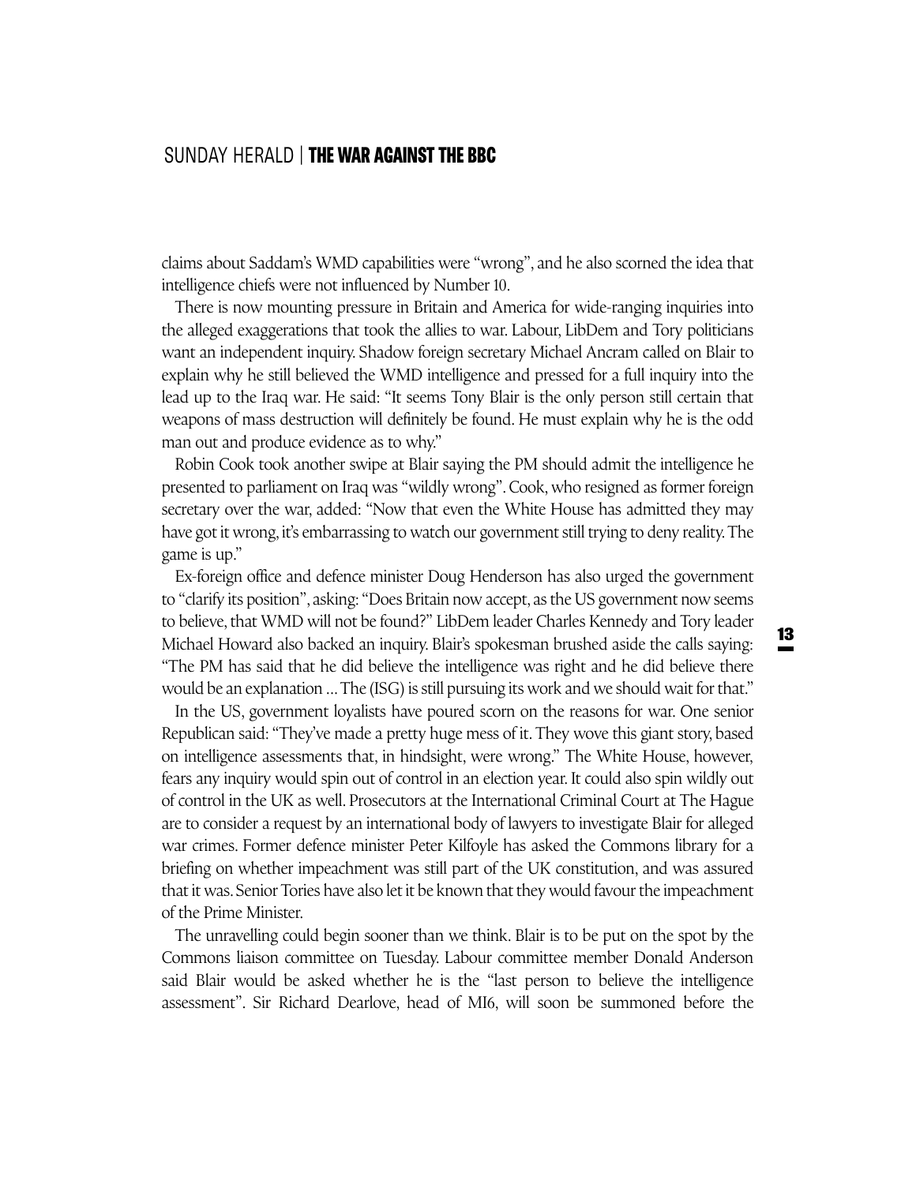claims about Saddam's WMD capabilities were "wrong", and he also scorned the idea that intelligence chiefs were not influenced by Number 10.

There is now mounting pressure in Britain and America for wide-ranging inquiries into the alleged exaggerations that took the allies to war. Labour, LibDem and Tory politicians want an independent inquiry. Shadow foreign secretary Michael Ancram called on Blair to explain why he still believed the WMD intelligence and pressed for a full inquiry into the lead up to the Iraq war. He said: "It seems Tony Blair is the only person still certain that weapons of mass destruction will definitely be found. He must explain why he is the odd man out and produce evidence as to why."

Robin Cook took another swipe at Blair saying the PM should admit the intelligence he presented to parliament on Iraq was "wildly wrong". Cook, who resigned as former foreign secretary over the war, added: "Now that even the White House has admitted they may have got it wrong, it's embarrassing to watch our government still trying to deny reality. The game is up."

Ex-foreign office and defence minister Doug Henderson has also urged the government to "clarify its position", asking: "Does Britain now accept, as the US government now seems to believe, that WMD will not be found?" LibDem leader Charles Kennedy and Tory leader Michael Howard also backed an inquiry. Blair's spokesman brushed aside the calls saying: "The PM has said that he did believe the intelligence was right and he did believe there would be an explanation … The (ISG) is still pursuing its work and we should wait for that."

In the US, government loyalists have poured scorn on the reasons for war. One senior Republican said: "They've made a pretty huge mess of it. They wove this giant story, based on intelligence assessments that, in hindsight, were wrong." The White House, however, fears any inquiry would spin out of control in an election year. It could also spin wildly out of control in the UK as well. Prosecutors at the International Criminal Court at The Hague are to consider a request by an international body of lawyers to investigate Blair for alleged war crimes. Former defence minister Peter Kilfoyle has asked the Commons library for a briefing on whether impeachment was still part of the UK constitution, and was assured that it was. Senior Tories have also let it be known that they would favour the impeachment of the Prime Minister.

The unravelling could begin sooner than we think. Blair is to be put on the spot by the Commons liaison committee on Tuesday. Labour committee member Donald Anderson said Blair would be asked whether he is the "last person to believe the intelligence assessment". Sir Richard Dearlove, head of MI6, will soon be summoned before the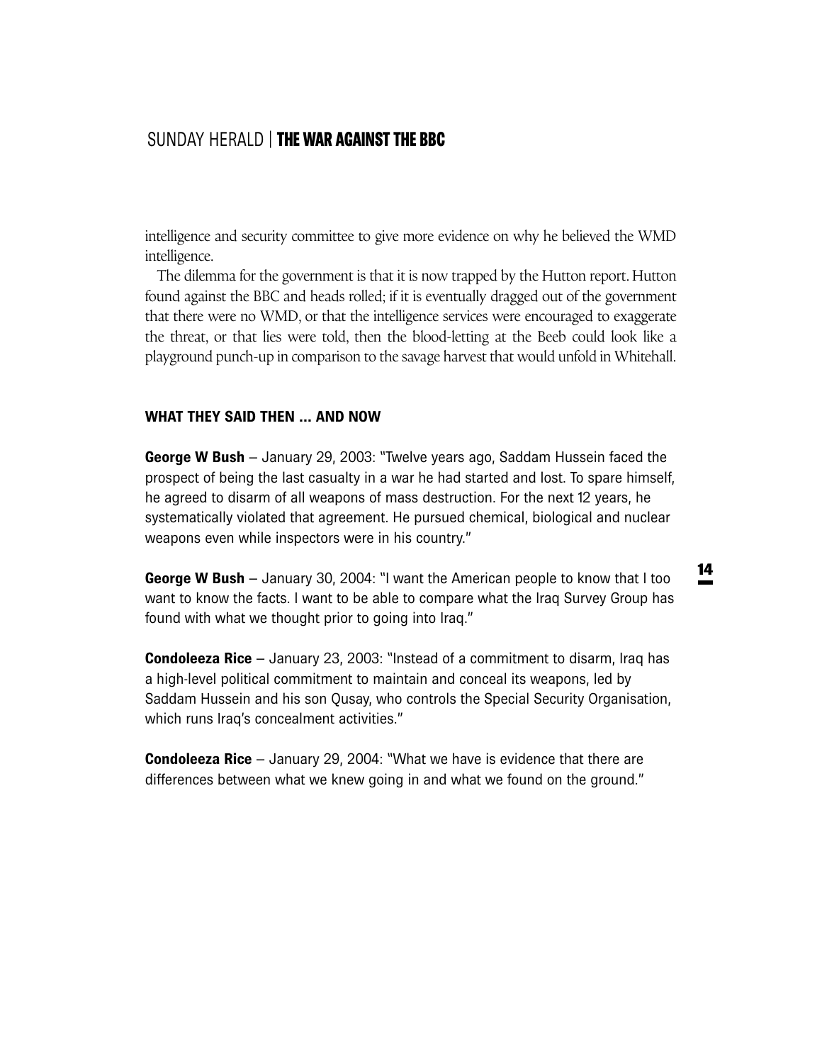intelligence and security committee to give more evidence on why he believed the WMD intelligence.

The dilemma for the government is that it is now trapped by the Hutton report. Hutton found against the BBC and heads rolled; if it is eventually dragged out of the government that there were no WMD, or that the intelligence services were encouraged to exaggerate the threat, or that lies were told, then the blood-letting at the Beeb could look like a playground punch-up in comparison to the savage harvest that would unfold in Whitehall.

### WHAT THEY SAID THEN ... AND NOW

**George W Bush** – January 29, 2003: "Twelve years ago, Saddam Hussein faced the prospect of being the last casualty in a war he had started and lost. To spare himself, he agreed to disarm of all weapons of mass destruction. For the next 12 years, he systematically violated that agreement. He pursued chemical, biological and nuclear weapons even while inspectors were in his country."

**George W Bush** – January 30, 2004: "I want the American people to know that I too want to know the facts. I want to be able to compare what the Iraq Survey Group has found with what we thought prior to going into Iraq."

**Condoleeza Rice** – January 23, 2003: "Instead of a commitment to disarm, Iraq has a high-level political commitment to maintain and conceal its weapons, led by Saddam Hussein and his son Qusay, who controls the Special Security Organisation, which runs Iraq's concealment activities."

**Condoleeza Rice** – January 29, 2004: "What we have is evidence that there are differences between what we knew going in and what we found on the ground."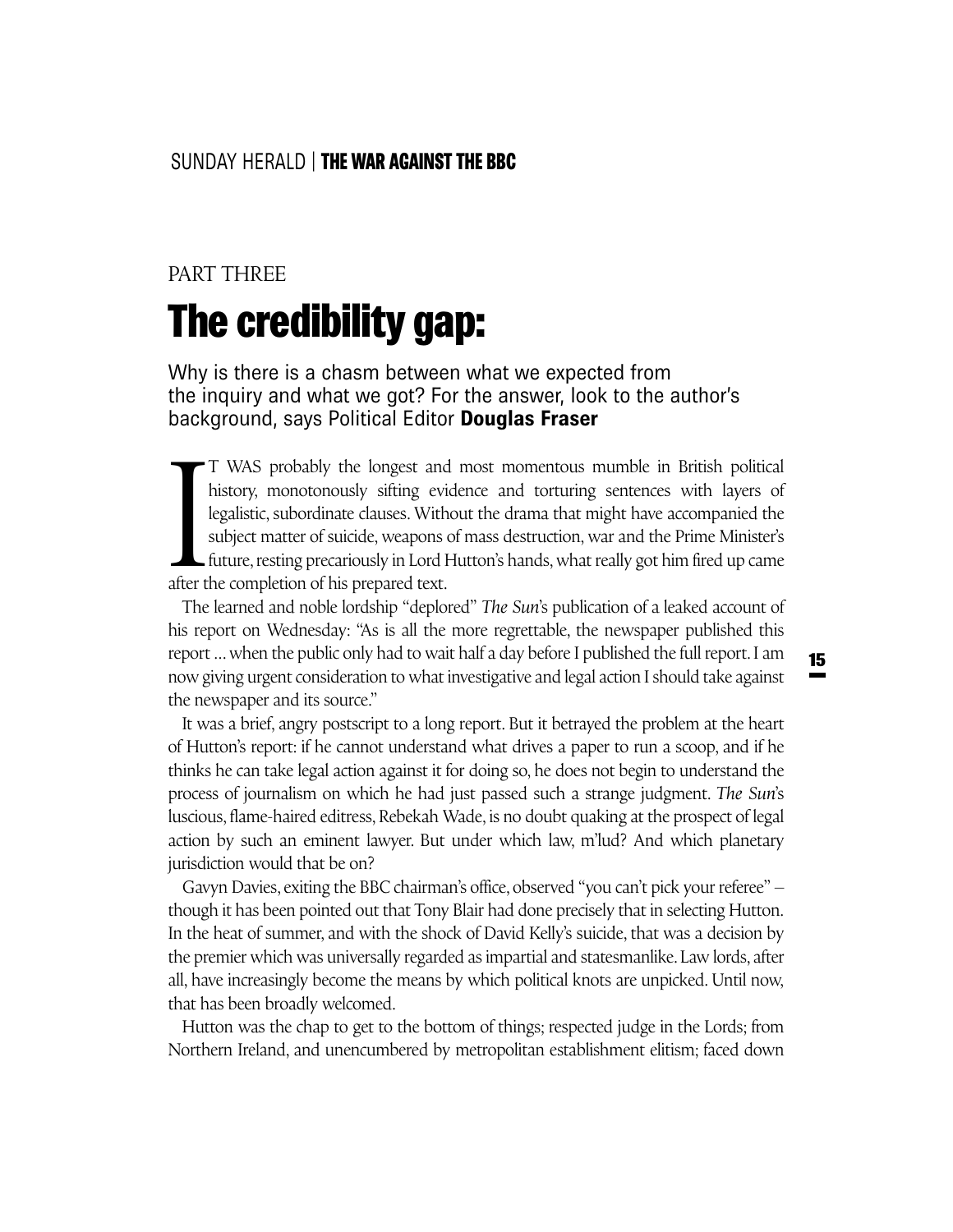PART THREE

# The credibility gap:

Why is there is a chasm between what we expected from the inquiry and what we got? For the answer, look to the author's background, says Political Editor **Douglas Fraser**

IT WAS probably the longest and most momentous mumble in British political history, monotonously sifting evidence and torturing sentences with layers of legalistic, subordinate clauses. Without the drama that might have accompanied the subject matter of suicide, weapons of mass destruction, war and the Prime Minister's future, resting precariously in Lord Hutton's hands, what really got him fired up came after the completion of his prepared text.

The learned and noble lordship "deplored" *The Sun*'s publication of a leaked account of his report on Wednesday: "As is all the more regrettable, the newspaper published this report ... when the public only had to wait half a day before I published the full report. I am now giving urgent consideration to what investigative and legal action I should take against the newspaper and its source."

It was a brief, angry postscript to a long report. But it betrayed the problem at the heart of Hutton's report: if he cannot understand what drives a paper to run a scoop, and if he thinks he can take legal action against it for doing so, he does not begin to understand the process of journalism on which he had just passed such a strange judgment. *The Sun*'s luscious, flame-haired editress, Rebekah Wade, is no doubt quaking at the prospect of legal action by such an eminent lawyer. But under which law, m'lud? And which planetary jurisdiction would that be on?

Gavyn Davies, exiting the BBC chairman's office, observed "you can't pick your referee" – though it has been pointed out that Tony Blair had done precisely that in selecting Hutton. In the heat of summer, and with the shock of David Kelly's suicide, that was a decision by the premier which was universally regarded as impartial and statesmanlike. Law lords, after all, have increasingly become the means by which political knots are unpicked. Until now, that has been broadly welcomed.

Hutton was the chap to get to the bottom of things; respected judge in the Lords; from Northern Ireland, and unencumbered by metropolitan establishment elitism; faced down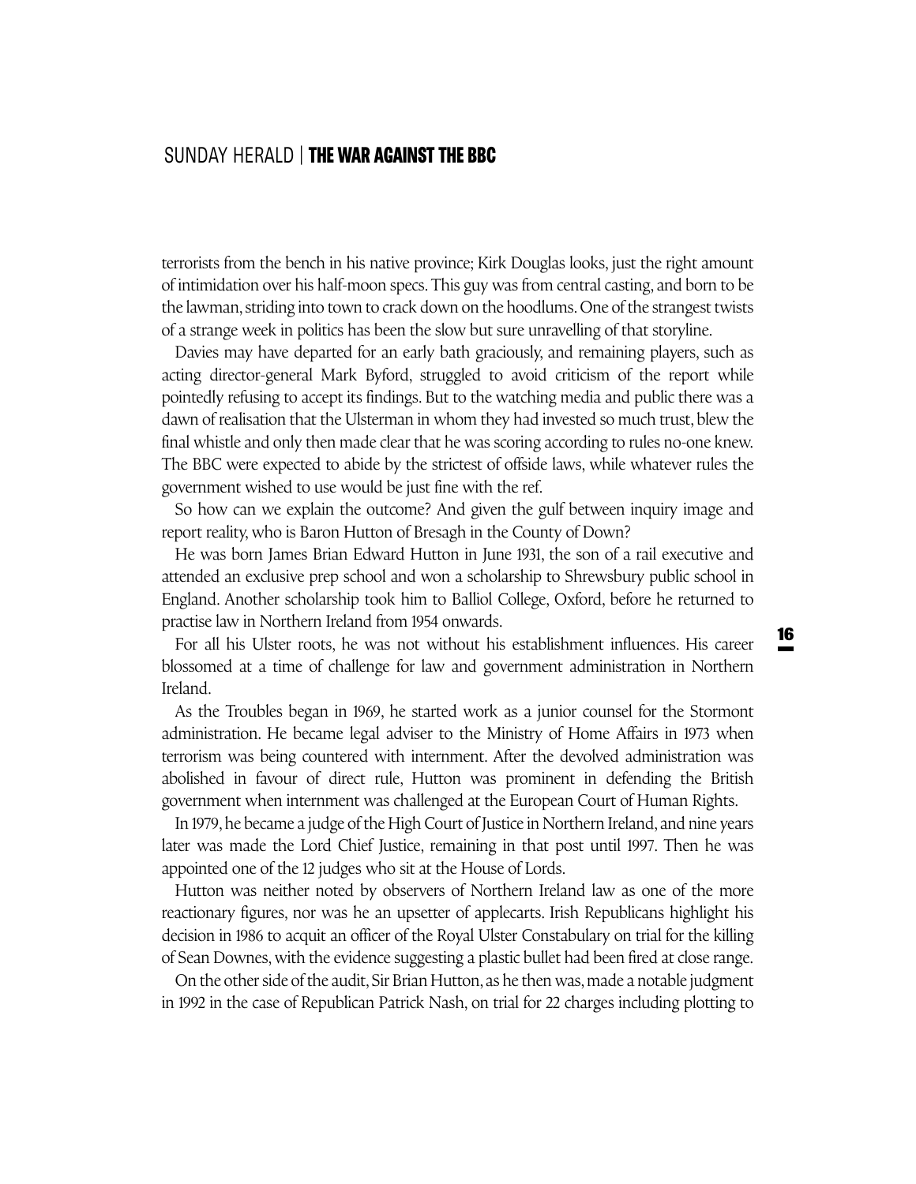terrorists from the bench in his native province; Kirk Douglas looks, just the right amount of intimidation over his half-moon specs. This guy was from central casting, and born to be the lawman, striding into town to crack down on the hoodlums. One of the strangest twists of a strange week in politics has been the slow but sure unravelling of that storyline.

Davies may have departed for an early bath graciously, and remaining players, such as acting director-general Mark Byford, struggled to avoid criticism of the report while pointedly refusing to accept its findings. But to the watching media and public there was a dawn of realisation that the Ulsterman in whom they had invested so much trust, blew the final whistle and only then made clear that he was scoring according to rules no-one knew. The BBC were expected to abide by the strictest of offside laws, while whatever rules the government wished to use would be just fine with the ref.

So how can we explain the outcome? And given the gulf between inquiry image and report reality, who is Baron Hutton of Bresagh in the County of Down?

He was born James Brian Edward Hutton in June 1931, the son of a rail executive and attended an exclusive prep school and won a scholarship to Shrewsbury public school in England. Another scholarship took him to Balliol College, Oxford, before he returned to practise law in Northern Ireland from 1954 onwards.

For all his Ulster roots, he was not without his establishment influences. His career blossomed at a time of challenge for law and government administration in Northern Ireland.

As the Troubles began in 1969, he started work as a junior counsel for the Stormont administration. He became legal adviser to the Ministry of Home Affairs in 1973 when terrorism was being countered with internment. After the devolved administration was abolished in favour of direct rule, Hutton was prominent in defending the British government when internment was challenged at the European Court of Human Rights.

In 1979, he became a judge of the High Court of Justice in Northern Ireland, and nine years later was made the Lord Chief Justice, remaining in that post until 1997. Then he was appointed one of the 12 judges who sit at the House of Lords.

Hutton was neither noted by observers of Northern Ireland law as one of the more reactionary figures, nor was he an upsetter of applecarts. Irish Republicans highlight his decision in 1986 to acquit an officer of the Royal Ulster Constabulary on trial for the killing of Sean Downes, with the evidence suggesting a plastic bullet had been fired at close range.

On the other side of the audit, Sir Brian Hutton, as he then was, made a notable judgment in 1992 in the case of Republican Patrick Nash, on trial for 22 charges including plotting to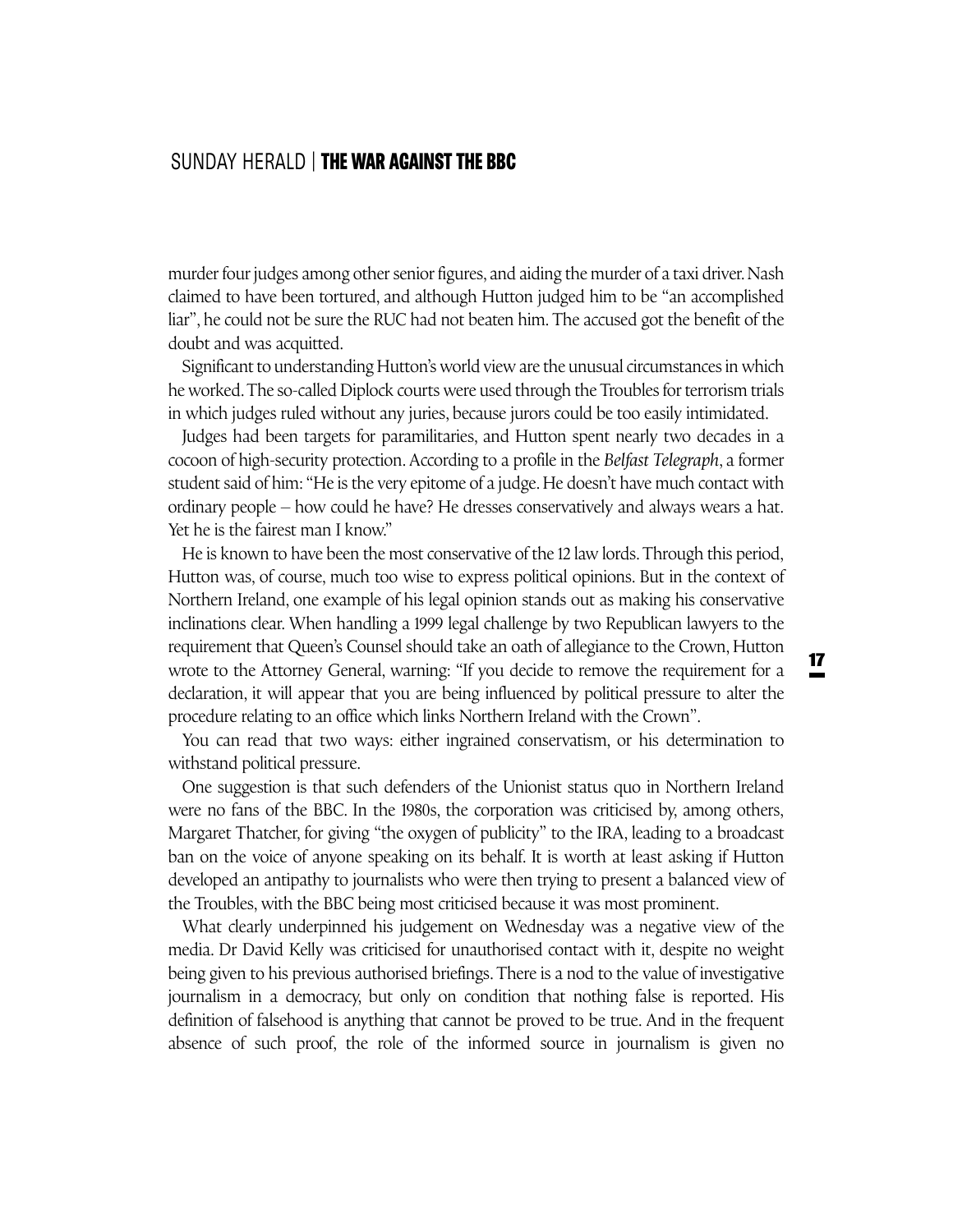murder four judges among other senior figures, and aiding the murder of a taxi driver. Nash claimed to have been tortured, and although Hutton judged him to be "an accomplished liar", he could not be sure the RUC had not beaten him. The accused got the benefit of the doubt and was acquitted.

Significant to understanding Hutton's world view are the unusual circumstances in which he worked. The so-called Diplock courts were used through the Troubles for terrorism trials in which judges ruled without any juries, because jurors could be too easily intimidated.

Judges had been targets for paramilitaries, and Hutton spent nearly two decades in a cocoon of high-security protection. According to a profile in the *Belfast Telegraph*, a former student said of him: "He is the very epitome of a judge. He doesn't have much contact with ordinary people – how could he have? He dresses conservatively and always wears a hat. Yet he is the fairest man I know."

He is known to have been the most conservative of the 12 law lords. Through this period, Hutton was, of course, much too wise to express political opinions. But in the context of Northern Ireland, one example of his legal opinion stands out as making his conservative inclinations clear. When handling a 1999 legal challenge by two Republican lawyers to the requirement that Queen's Counsel should take an oath of allegiance to the Crown, Hutton wrote to the Attorney General, warning: "If you decide to remove the requirement for a declaration, it will appear that you are being influenced by political pressure to alter the procedure relating to an office which links Northern Ireland with the Crown".

You can read that two ways: either ingrained conservatism, or his determination to withstand political pressure.

One suggestion is that such defenders of the Unionist status quo in Northern Ireland were no fans of the BBC. In the 1980s, the corporation was criticised by, among others, Margaret Thatcher, for giving "the oxygen of publicity" to the IRA, leading to a broadcast ban on the voice of anyone speaking on its behalf. It is worth at least asking if Hutton developed an antipathy to journalists who were then trying to present a balanced view of the Troubles, with the BBC being most criticised because it was most prominent.

What clearly underpinned his judgement on Wednesday was a negative view of the media. Dr David Kelly was criticised for unauthorised contact with it, despite no weight being given to his previous authorised briefings. There is a nod to the value of investigative journalism in a democracy, but only on condition that nothing false is reported. His definition of falsehood is anything that cannot be proved to be true. And in the frequent absence of such proof, the role of the informed source in journalism is given no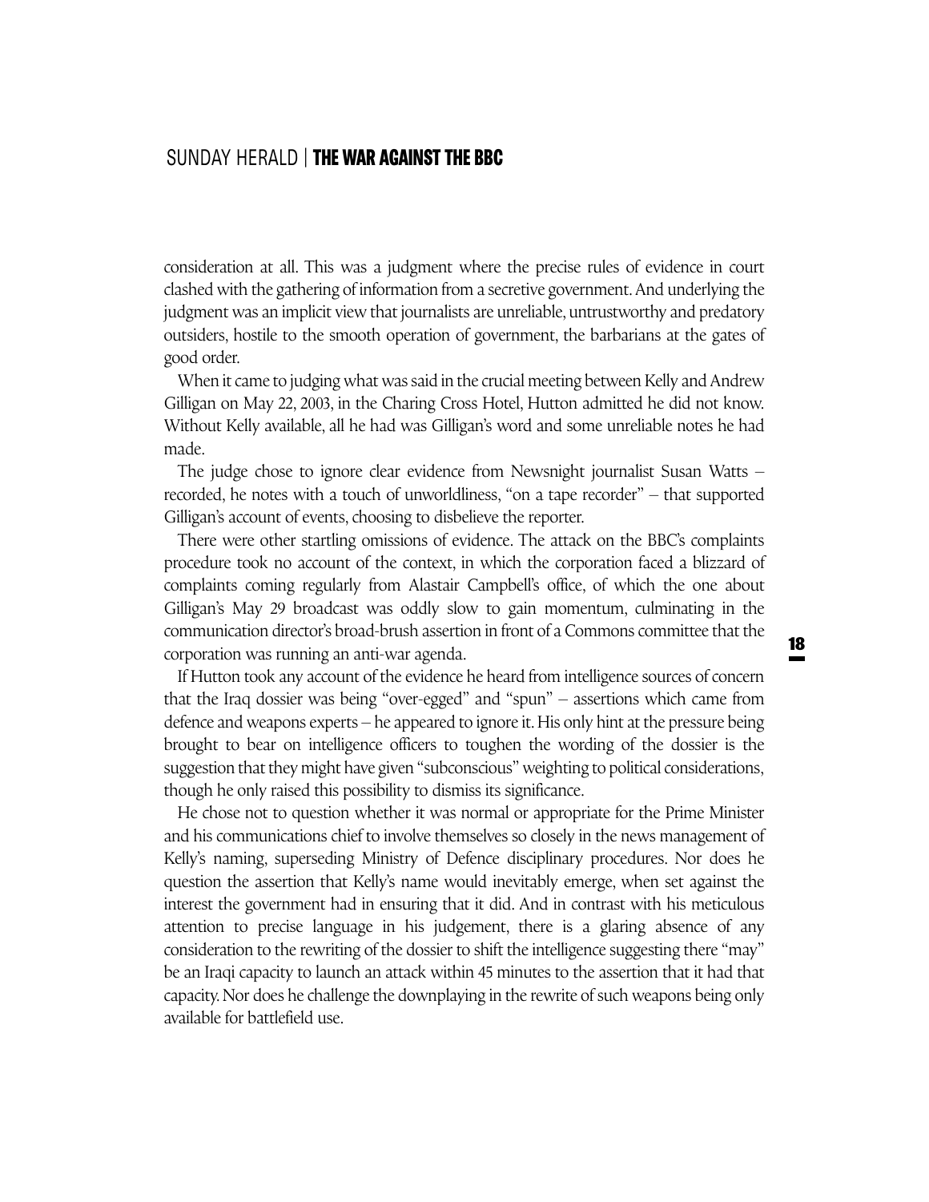consideration at all. This was a judgment where the precise rules of evidence in court clashed with the gathering of information from a secretive government. And underlying the judgment was an implicit view that journalists are unreliable, untrustworthy and predatory outsiders, hostile to the smooth operation of government, the barbarians at the gates of good order.

When it came to judging what was said in the crucial meeting between Kelly and Andrew Gilligan on May 22, 2003, in the Charing Cross Hotel, Hutton admitted he did not know. Without Kelly available, all he had was Gilligan's word and some unreliable notes he had made.

The judge chose to ignore clear evidence from Newsnight journalist Susan Watts – recorded, he notes with a touch of unworldliness, "on a tape recorder" – that supported Gilligan's account of events, choosing to disbelieve the reporter.

There were other startling omissions of evidence. The attack on the BBC's complaints procedure took no account of the context, in which the corporation faced a blizzard of complaints coming regularly from Alastair Campbell's office, of which the one about Gilligan's May 29 broadcast was oddly slow to gain momentum, culminating in the communication director's broad-brush assertion in front of a Commons committee that the corporation was running an anti-war agenda.

If Hutton took any account of the evidence he heard from intelligence sources of concern that the Iraq dossier was being "over-egged" and "spun" – assertions which came from defence and weapons experts – he appeared to ignore it. His only hint at the pressure being brought to bear on intelligence officers to toughen the wording of the dossier is the suggestion that they might have given "subconscious" weighting to political considerations, though he only raised this possibility to dismiss its significance.

He chose not to question whether it was normal or appropriate for the Prime Minister and his communications chief to involve themselves so closely in the news management of Kelly's naming, superseding Ministry of Defence disciplinary procedures. Nor does he question the assertion that Kelly's name would inevitably emerge, when set against the interest the government had in ensuring that it did. And in contrast with his meticulous attention to precise language in his judgement, there is a glaring absence of any consideration to the rewriting of the dossier to shift the intelligence suggesting there "may" be an Iraqi capacity to launch an attack within 45 minutes to the assertion that it had that capacity. Nor does he challenge the downplaying in the rewrite of such weapons being only available for battlefield use.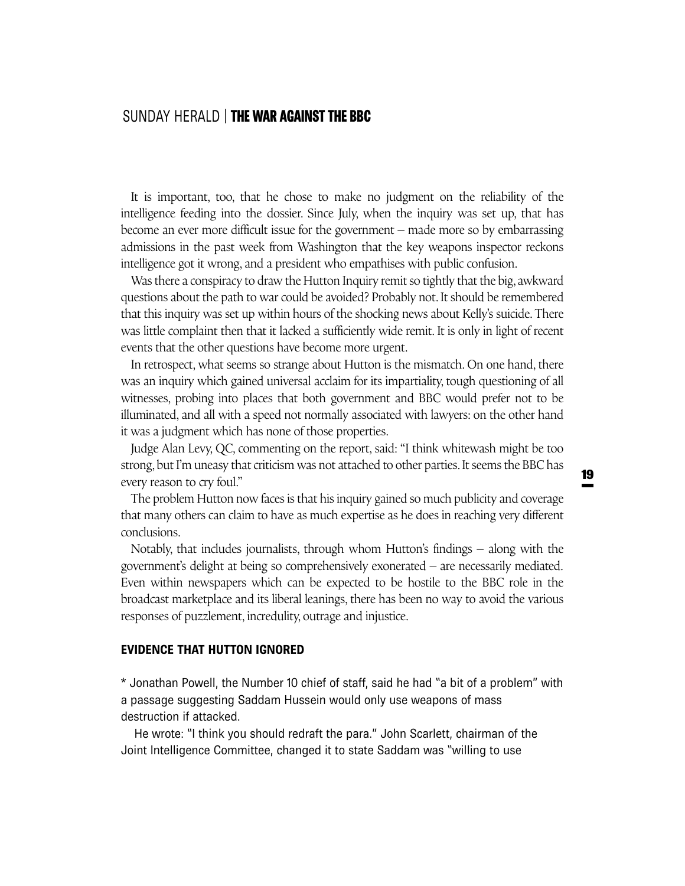It is important, too, that he chose to make no judgment on the reliability of the intelligence feeding into the dossier. Since July, when the inquiry was set up, that has become an ever more difficult issue for the government – made more so by embarrassing admissions in the past week from Washington that the key weapons inspector reckons intelligence got it wrong, and a president who empathises with public confusion.

Was there a conspiracy to draw the Hutton Inquiry remit so tightly that the big, awkward questions about the path to war could be avoided? Probably not. It should be remembered that this inquiry was set up within hours of the shocking news about Kelly's suicide. There was little complaint then that it lacked a sufficiently wide remit. It is only in light of recent events that the other questions have become more urgent.

In retrospect, what seems so strange about Hutton is the mismatch. On one hand, there was an inquiry which gained universal acclaim for its impartiality, tough questioning of all witnesses, probing into places that both government and BBC would prefer not to be illuminated, and all with a speed not normally associated with lawyers: on the other hand it was a judgment which has none of those properties.

Judge Alan Levy, QC, commenting on the report, said: "I think whitewash might be too strong, but I'm uneasy that criticism was not attached to other parties. It seems the BBC has every reason to cry foul."

The problem Hutton now faces is that his inquiry gained so much publicity and coverage that many others can claim to have as much expertise as he does in reaching very different conclusions.

Notably, that includes journalists, through whom Hutton's findings – along with the government's delight at being so comprehensively exonerated – are necessarily mediated. Even within newspapers which can be expected to be hostile to the BBC role in the broadcast marketplace and its liberal leanings, there has been no way to avoid the various responses of puzzlement, incredulity, outrage and injustice.

## EVIDENCE THAT HUTTON IGNORED

* Jonathan Powell, the Number 10 chief of staff, said he had "a bit of a problem" with a passage suggesting Saddam Hussein would only use weapons of mass destruction if attacked.

He wrote: "I think you should redraft the para." John Scarlett, chairman of the Joint Intelligence Committee, changed it to state Saddam was "willing to use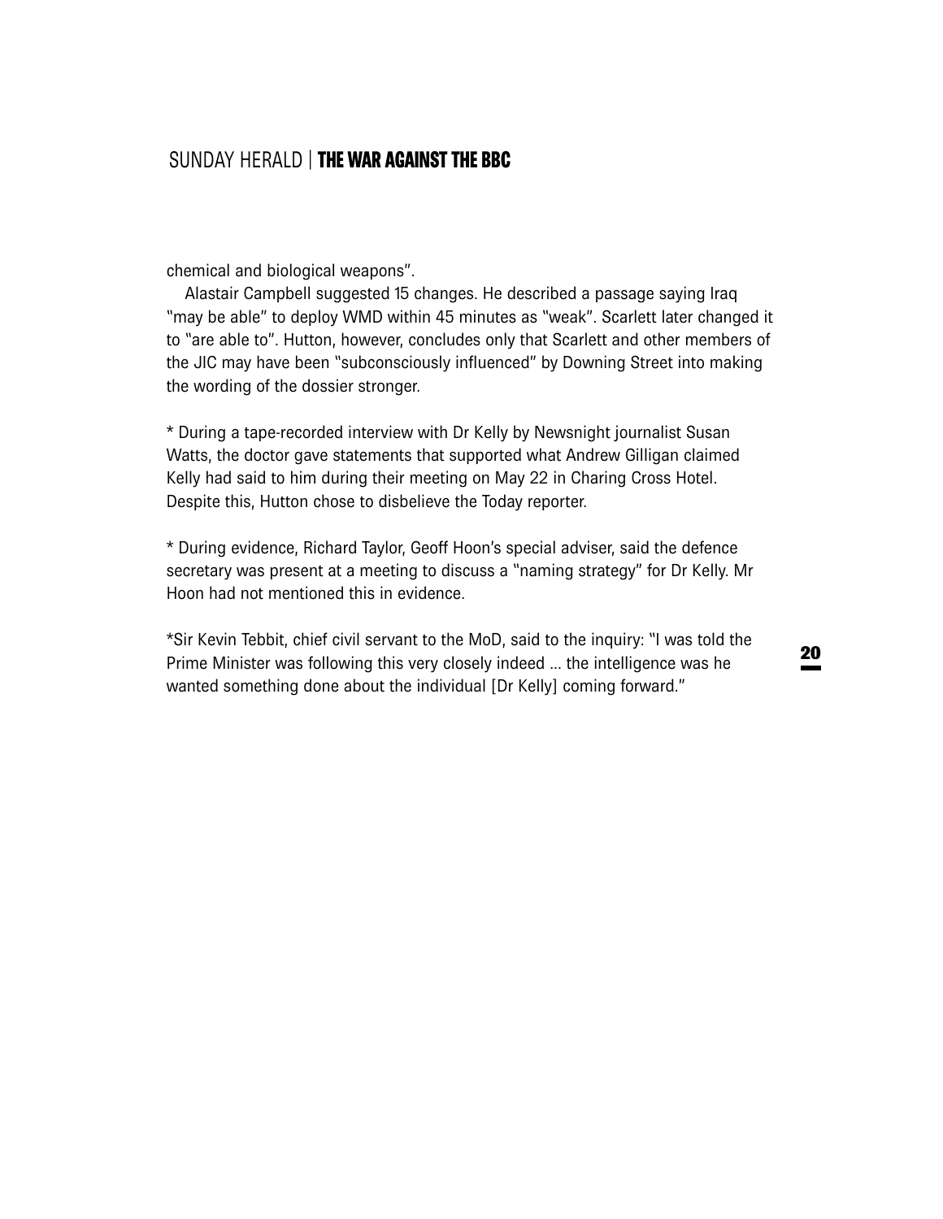chemical and biological weapons".

Alastair Campbell suggested 15 changes. He described a passage saying Iraq "may be able" to deploy WMD within 45 minutes as "weak". Scarlett later changed it to "are able to". Hutton, however, concludes only that Scarlett and other members of the JIC may have been "subconsciously influenced" by Downing Street into making the wording of the dossier stronger.

* During a tape-recorded interview with Dr Kelly by Newsnight journalist Susan Watts, the doctor gave statements that supported what Andrew Gilligan claimed Kelly had said to him during their meeting on May 22 in Charing Cross Hotel. Despite this, Hutton chose to disbelieve the Today reporter.

* During evidence, Richard Taylor, Geoff Hoon's special adviser, said the defence secretary was present at a meeting to discuss a "naming strategy" for Dr Kelly. Mr Hoon had not mentioned this in evidence.

*Sir Kevin Tebbit, chief civil servant to the MoD, said to the inquiry: "I was told the Prime Minister was following this very closely indeed ... the intelligence was he wanted something done about the individual [Dr Kelly] coming forward."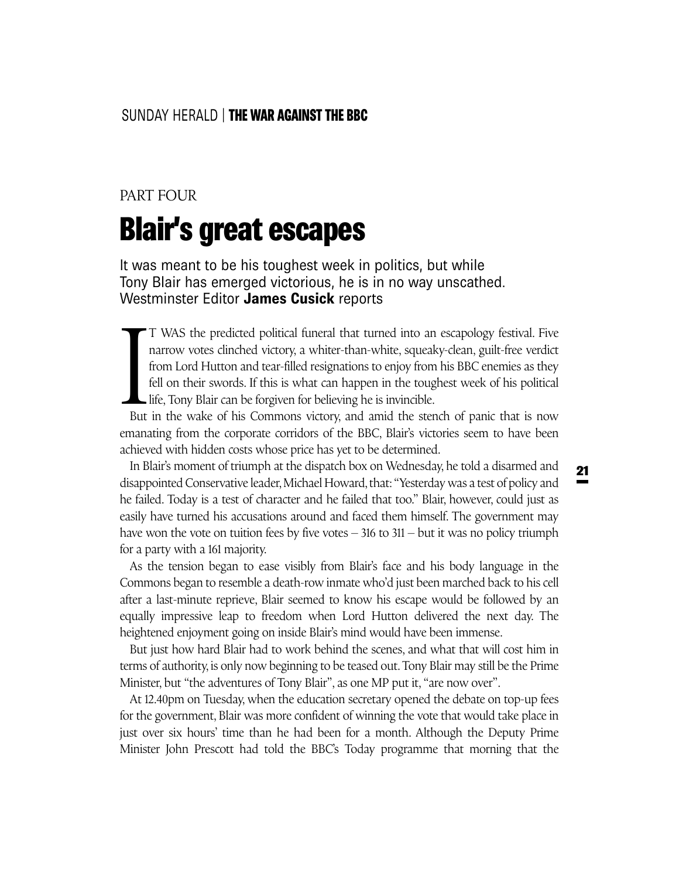PART FOUR

# Blair's great escapes

It was meant to be his toughest week in politics, but while Tony Blair has emerged victorious, he is in no way unscathed. Westminster Editor **James Cusick** reports

IT WAS the predicted political funeral that turned into an escapology festival. Five narrow votes clinched victory, a whiter-than-white, squeaky-clean, guilt-free verdict from Lord Hutton and tear-filled resignations to enjoy from his BBC enemies as they fell on their swords. If this is what can happen in the toughest week of his political life, Tony Blair can be forgiven for believing he is invincible.

But in the wake of his Commons victory, and amid the stench of panic that is now emanating from the corporate corridors of the BBC, Blair's victories seem to have been achieved with hidden costs whose price has yet to be determined.

In Blair's moment of triumph at the dispatch box on Wednesday, he told a disarmed and disappointed Conservative leader, Michael Howard, that: "Yesterday was a test of policy and he failed. Today is a test of character and he failed that too." Blair, however, could just as easily have turned his accusations around and faced them himself. The government may have won the vote on tuition fees by five votes – 316 to 311 – but it was no policy triumph for a party with a 161 majority.

As the tension began to ease visibly from Blair's face and his body language in the Commons began to resemble a death-row inmate who'd just been marched back to his cell after a last-minute reprieve, Blair seemed to know his escape would be followed by an equally impressive leap to freedom when Lord Hutton delivered the next day. The heightened enjoyment going on inside Blair's mind would have been immense.

But just how hard Blair had to work behind the scenes, and what that will cost him in terms of authority, is only now beginning to be teased out. Tony Blair may still be the Prime Minister, but "the adventures of Tony Blair", as one MP put it, "are now over".

At 12.40pm on Tuesday, when the education secretary opened the debate on top-up fees for the government, Blair was more confident of winning the vote that would take place in just over six hours' time than he had been for a month. Although the Deputy Prime Minister John Prescott had told the BBC's Today programme that morning that the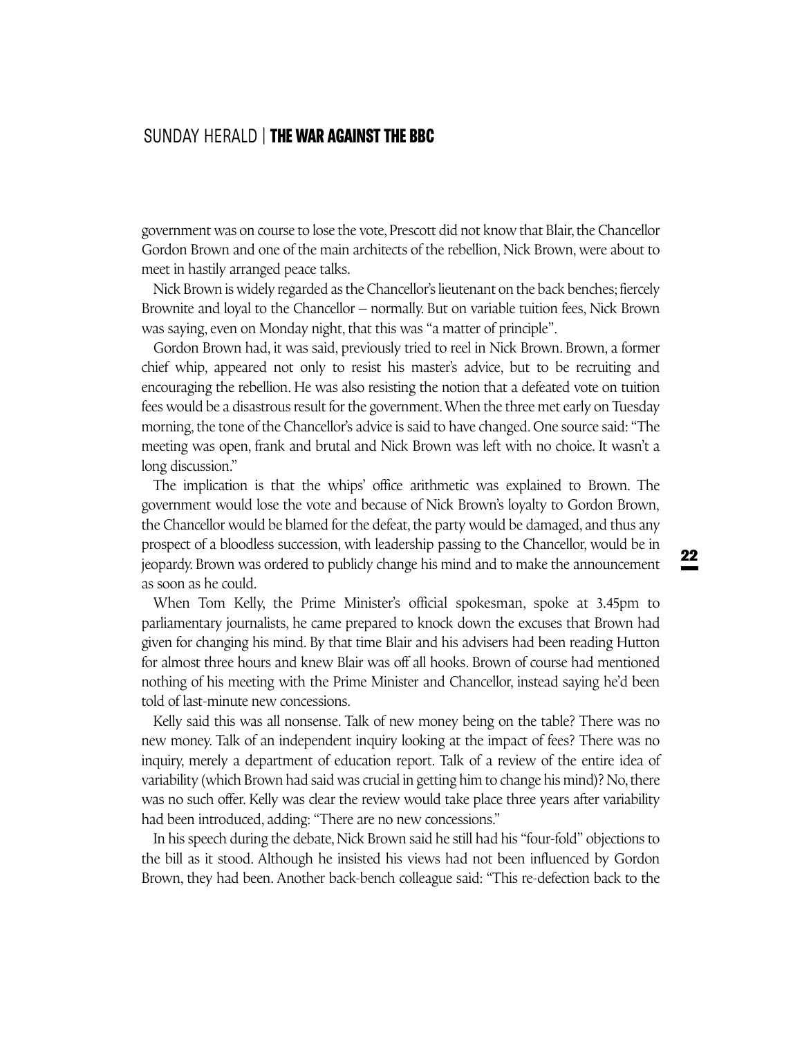government was on course to lose the vote, Prescott did not know that Blair, the Chancellor Gordon Brown and one of the main architects of the rebellion, Nick Brown, were about to meet in hastily arranged peace talks.

Nick Brown is widely regarded as the Chancellor's lieutenant on the back benches; fiercely Brownite and loyal to the Chancellor – normally. But on variable tuition fees, Nick Brown was saying, even on Monday night, that this was "a matter of principle".

Gordon Brown had, it was said, previously tried to reel in Nick Brown. Brown, a former chief whip, appeared not only to resist his master's advice, but to be recruiting and encouraging the rebellion. He was also resisting the notion that a defeated vote on tuition fees would be a disastrous result for the government. When the three met early on Tuesday morning, the tone of the Chancellor's advice is said to have changed. One source said: "The meeting was open, frank and brutal and Nick Brown was left with no choice. It wasn't a long discussion."

The implication is that the whips' office arithmetic was explained to Brown. The government would lose the vote and because of Nick Brown's loyalty to Gordon Brown, the Chancellor would be blamed for the defeat, the party would be damaged, and thus any prospect of a bloodless succession, with leadership passing to the Chancellor, would be in jeopardy. Brown was ordered to publicly change his mind and to make the announcement as soon as he could.

When Tom Kelly, the Prime Minister's official spokesman, spoke at 3.45pm to parliamentary journalists, he came prepared to knock down the excuses that Brown had given for changing his mind. By that time Blair and his advisers had been reading Hutton for almost three hours and knew Blair was off all hooks. Brown of course had mentioned nothing of his meeting with the Prime Minister and Chancellor, instead saying he'd been told of last-minute new concessions.

Kelly said this was all nonsense. Talk of new money being on the table? There was no new money. Talk of an independent inquiry looking at the impact of fees? There was no inquiry, merely a department of education report. Talk of a review of the entire idea of variability (which Brown had said was crucial in getting him to change his mind)? No, there was no such offer. Kelly was clear the review would take place three years after variability had been introduced, adding: "There are no new concessions."

In his speech during the debate, Nick Brown said he still had his "four-fold" objections to the bill as it stood. Although he insisted his views had not been influenced by Gordon Brown, they had been. Another back-bench colleague said: "This re-defection back to the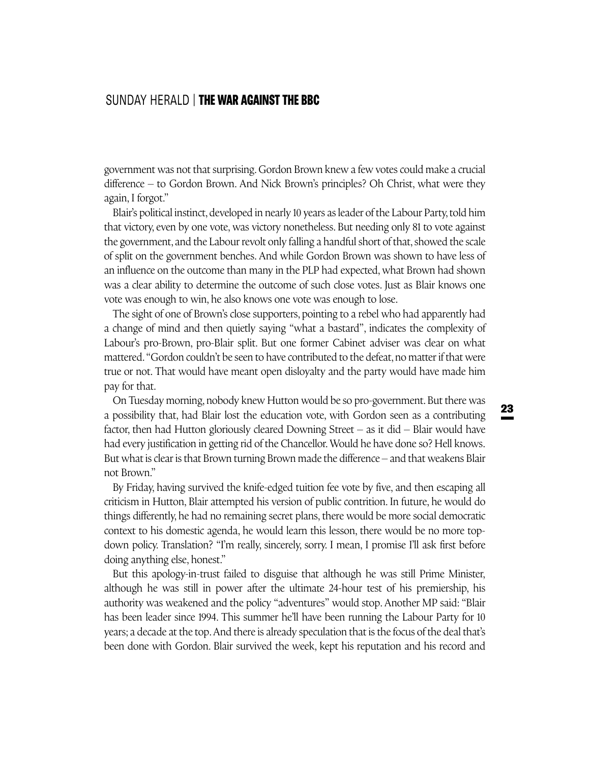government was not that surprising. Gordon Brown knew a few votes could make a crucial difference – to Gordon Brown. And Nick Brown's principles? Oh Christ, what were they again, I forgot."

Blair's political instinct, developed in nearly 10 years as leader of the Labour Party, told him that victory, even by one vote, was victory nonetheless. But needing only 81 to vote against the government, and the Labour revolt only falling a handful short of that, showed the scale of split on the government benches. And while Gordon Brown was shown to have less of an influence on the outcome than many in the PLP had expected, what Brown had shown was a clear ability to determine the outcome of such close votes. Just as Blair knows one vote was enough to win, he also knows one vote was enough to lose.

The sight of one of Brown's close supporters, pointing to a rebel who had apparently had a change of mind and then quietly saying "what a bastard", indicates the complexity of Labour's pro-Brown, pro-Blair split. But one former Cabinet adviser was clear on what mattered. "Gordon couldn't be seen to have contributed to the defeat, no matter if that were true or not. That would have meant open disloyalty and the party would have made him pay for that.

On Tuesday morning, nobody knew Hutton would be so pro-government. But there was a possibility that, had Blair lost the education vote, with Gordon seen as a contributing factor, then had Hutton gloriously cleared Downing Street – as it did – Blair would have had every justification in getting rid of the Chancellor. Would he have done so? Hell knows. But what is clear is that Brown turning Brown made the difference – and that weakens Blair not Brown."

By Friday, having survived the knife-edged tuition fee vote by five, and then escaping all criticism in Hutton, Blair attempted his version of public contrition. In future, he would do things differently, he had no remaining secret plans, there would be more social democratic context to his domestic agenda, he would learn this lesson, there would be no more top-down policy. Translation? "I'm really, sincerely, sorry. I mean, I promise I'll ask first before doing anything else, honest."

But this apology-in-trust failed to disguise that although he was still Prime Minister, although he was still in power after the ultimate 24-hour test of his premiership, his authority was weakened and the policy "adventures" would stop. Another MP said: "Blair has been leader since 1994. This summer he'll have been running the Labour Party for 10 years; a decade at the top. And there is already speculation that is the focus of the deal that's been done with Gordon. Blair survived the week, kept his reputation and his record and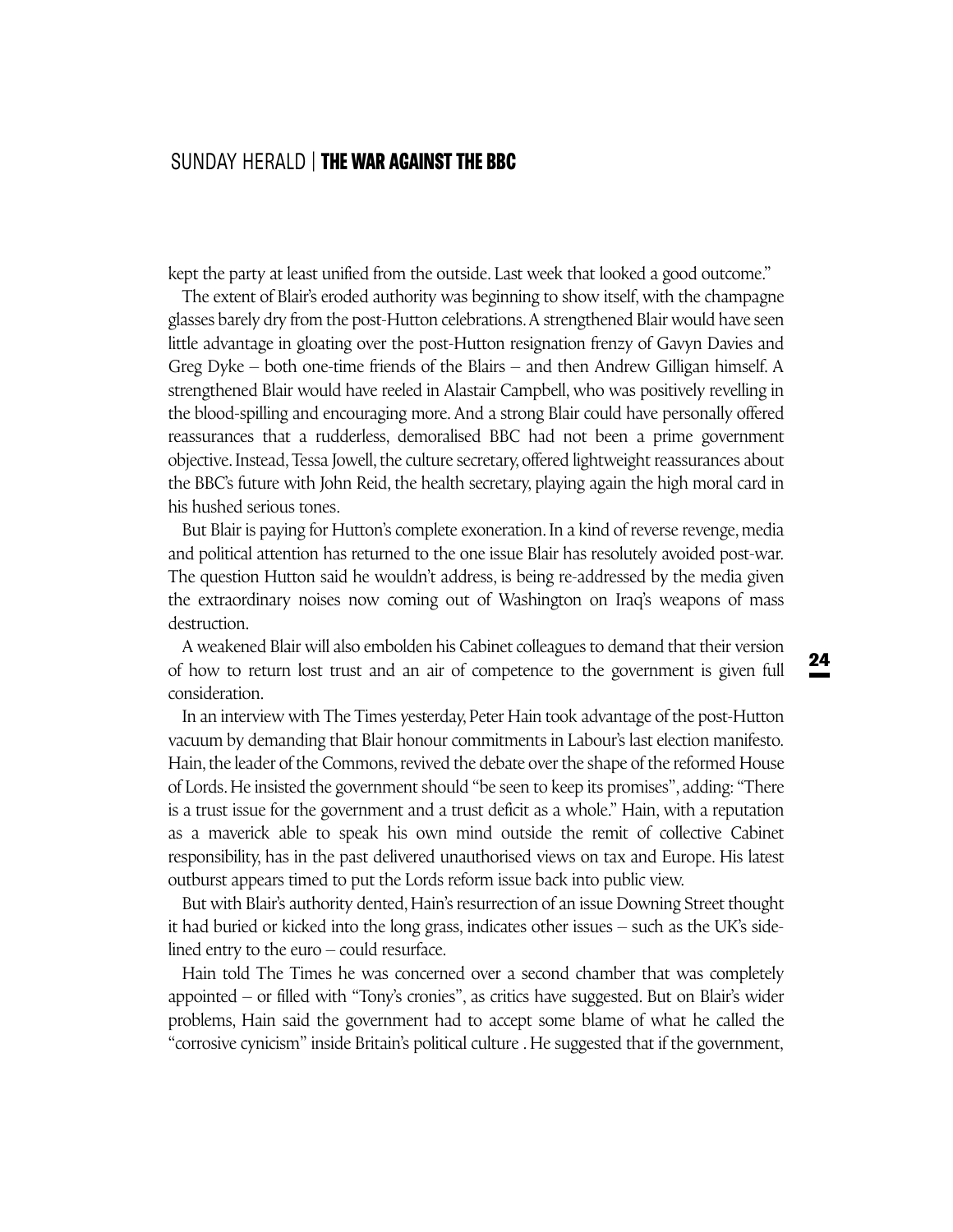kept the party at least unified from the outside. Last week that looked a good outcome."

The extent of Blair's eroded authority was beginning to show itself, with the champagne glasses barely dry from the post-Hutton celebrations. A strengthened Blair would have seen little advantage in gloating over the post-Hutton resignation frenzy of Gavyn Davies and Greg Dyke – both one-time friends of the Blairs – and then Andrew Gilligan himself. A strengthened Blair would have reeled in Alastair Campbell, who was positively revelling in the blood-spilling and encouraging more. And a strong Blair could have personally offered reassurances that a rudderless, demoralised BBC had not been a prime government objective. Instead, Tessa Jowell, the culture secretary, offered lightweight reassurances about the BBC's future with John Reid, the health secretary, playing again the high moral card in his hushed serious tones.

But Blair is paying for Hutton's complete exoneration. In a kind of reverse revenge, media and political attention has returned to the one issue Blair has resolutely avoided post-war. The question Hutton said he wouldn't address, is being re-addressed by the media given the extraordinary noises now coming out of Washington on Iraq's weapons of mass destruction.

A weakened Blair will also embolden his Cabinet colleagues to demand that their version of how to return lost trust and an air of competence to the government is given full consideration.

In an interview with The Times yesterday, Peter Hain took advantage of the post-Hutton vacuum by demanding that Blair honour commitments in Labour's last election manifesto. Hain, the leader of the Commons, revived the debate over the shape of the reformed House of Lords. He insisted the government should "be seen to keep its promises", adding: "There is a trust issue for the government and a trust deficit as a whole." Hain, with a reputation as a maverick able to speak his own mind outside the remit of collective Cabinet responsibility, has in the past delivered unauthorised views on tax and Europe. His latest outburst appears timed to put the Lords reform issue back into public view.

But with Blair's authority dented, Hain's resurrection of an issue Downing Street thought it had buried or kicked into the long grass, indicates other issues – such as the UK's side-lined entry to the euro – could resurface.

Hain told The Times he was concerned over a second chamber that was completely appointed – or filled with "Tony's cronies", as critics have suggested. But on Blair's wider problems, Hain said the government had to accept some blame of what he called the "corrosive cynicism" inside Britain's political culture . He suggested that if the government,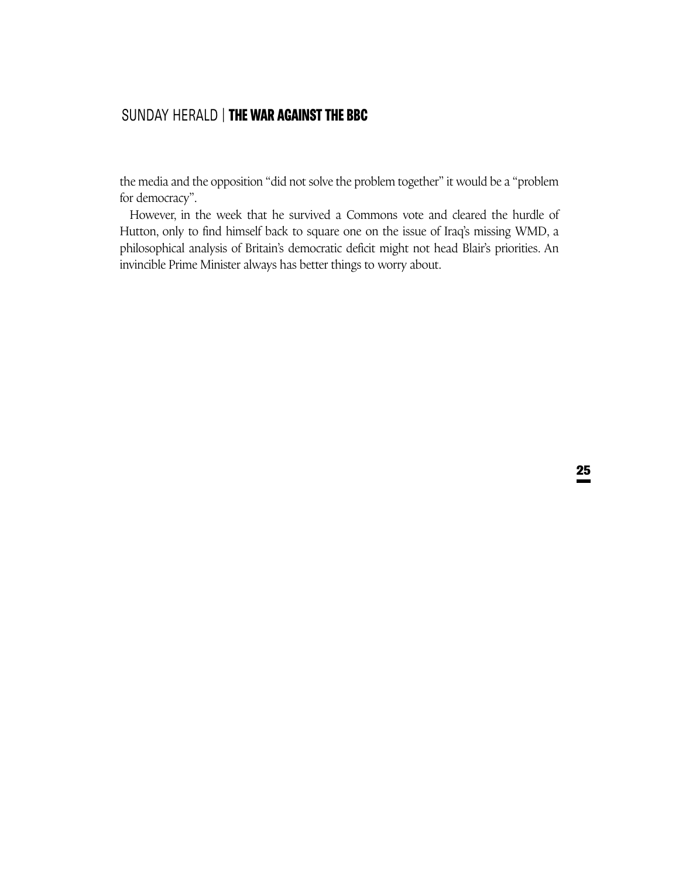the media and the opposition "did not solve the problem together" it would be a "problem for democracy".

However, in the week that he survived a Commons vote and cleared the hurdle of Hutton, only to find himself back to square one on the issue of Iraq's missing WMD, a philosophical analysis of Britain's democratic deficit might not head Blair's priorities. An invincible Prime Minister always has better things to worry about.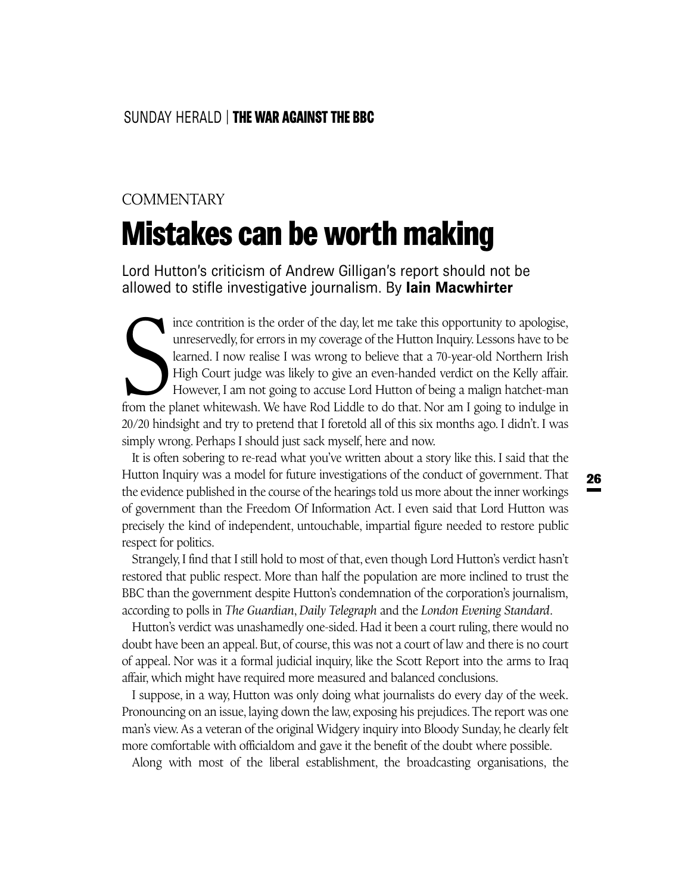COMMENTARY

# Mistakes can be worth making

Lord Hutton's criticism of Andrew Gilligan's report should not be allowed to stifle investigative journalism. By **Iain Macwhirter**

Since contrition is the order of the day, let me take this opportunity to apologise, unreservedly, for errors in my coverage of the Hutton Inquiry. Lessons have to be learned. I now realise I was wrong to believe that a 70-year-old Northern Irish High Court judge was likely to give an even-handed verdict on the Kelly affair. However, I am not going to accuse Lord Hutton of being a malign hatchet-man from the planet whitewash. We have Rod Liddle to do that. Nor am I going to indulge in 20/20 hindsight and try to pretend that I foretold all of this six months ago. I didn't. I was simply wrong. Perhaps I should just sack myself, here and now.

It is often sobering to re-read what you've written about a story like this. I said that the Hutton Inquiry was a model for future investigations of the conduct of government. That the evidence published in the course of the hearings told us more about the inner workings of government than the Freedom Of Information Act. I even said that Lord Hutton was precisely the kind of independent, untouchable, impartial figure needed to restore public respect for politics.

Strangely, I find that I still hold to most of that, even though Lord Hutton's verdict hasn't restored that public respect. More than half the population are more inclined to trust the BBC than the government despite Hutton's condemnation of the corporation's journalism, according to polls in *The Guardian*, *Daily Telegraph* and the *London Evening Standard*.

Hutton's verdict was unashamedly one-sided. Had it been a court ruling, there would no doubt have been an appeal. But, of course, this was not a court of law and there is no court of appeal. Nor was it a formal judicial inquiry, like the Scott Report into the arms to Iraq affair, which might have required more measured and balanced conclusions.

I suppose, in a way, Hutton was only doing what journalists do every day of the week. Pronouncing on an issue, laying down the law, exposing his prejudices. The report was one man's view. As a veteran of the original Widgery inquiry into Bloody Sunday, he clearly felt more comfortable with officialdom and gave it the benefit of the doubt where possible.

Along with most of the liberal establishment, the broadcasting organisations, the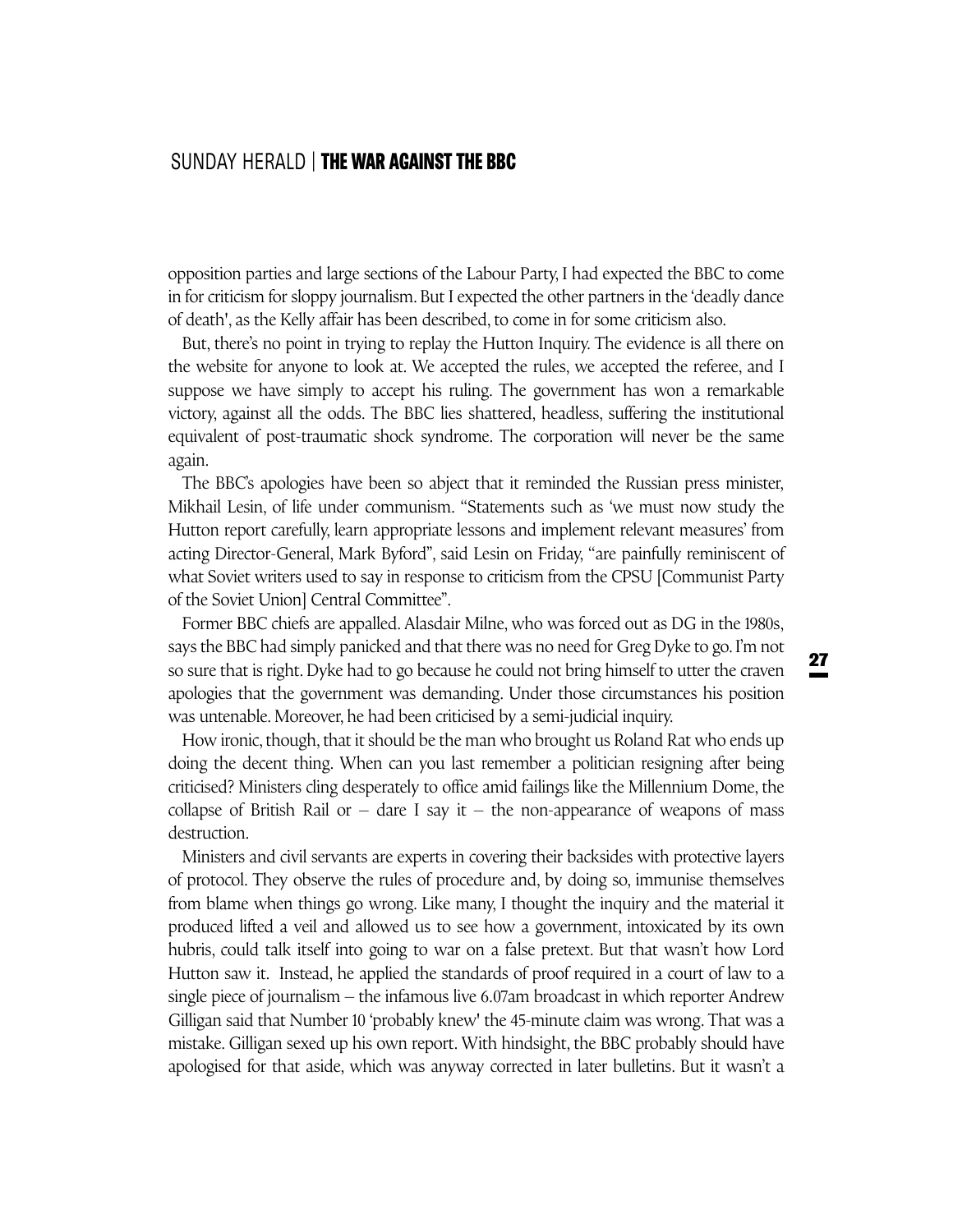opposition parties and large sections of the Labour Party, I had expected the BBC to come in for criticism for sloppy journalism. But I expected the other partners in the 'deadly dance of death', as the Kelly affair has been described, to come in for some criticism also.

But, there's no point in trying to replay the Hutton Inquiry. The evidence is all there on the website for anyone to look at. We accepted the rules, we accepted the referee, and I suppose we have simply to accept his ruling. The government has won a remarkable victory, against all the odds. The BBC lies shattered, headless, suffering the institutional equivalent of post-traumatic shock syndrome. The corporation will never be the same again.

The BBC's apologies have been so abject that it reminded the Russian press minister, Mikhail Lesin, of life under communism. "Statements such as 'we must now study the Hutton report carefully, learn appropriate lessons and implement relevant measures' from acting Director-General, Mark Byford", said Lesin on Friday, "are painfully reminiscent of what Soviet writers used to say in response to criticism from the CPSU [Communist Party of the Soviet Union] Central Committee".

Former BBC chiefs are appalled. Alasdair Milne, who was forced out as DG in the 1980s, says the BBC had simply panicked and that there was no need for Greg Dyke to go. I'm not so sure that is right. Dyke had to go because he could not bring himself to utter the craven apologies that the government was demanding. Under those circumstances his position was untenable. Moreover, he had been criticised by a semi-judicial inquiry.

How ironic, though, that it should be the man who brought us Roland Rat who ends up doing the decent thing. When can you last remember a politician resigning after being criticised? Ministers cling desperately to office amid failings like the Millennium Dome, the collapse of British Rail or – dare I say it – the non-appearance of weapons of mass destruction.

Ministers and civil servants are experts in covering their backsides with protective layers of protocol. They observe the rules of procedure and, by doing so, immunise themselves from blame when things go wrong. Like many, I thought the inquiry and the material it produced lifted a veil and allowed us to see how a government, intoxicated by its own hubris, could talk itself into going to war on a false pretext. But that wasn't how Lord Hutton saw it. Instead, he applied the standards of proof required in a court of law to a single piece of journalism – the infamous live 6.07am broadcast in which reporter Andrew Gilligan said that Number 10 'probably knew' the 45-minute claim was wrong. That was a mistake. Gilligan sexed up his own report. With hindsight, the BBC probably should have apologised for that aside, which was anyway corrected in later bulletins. But it wasn't a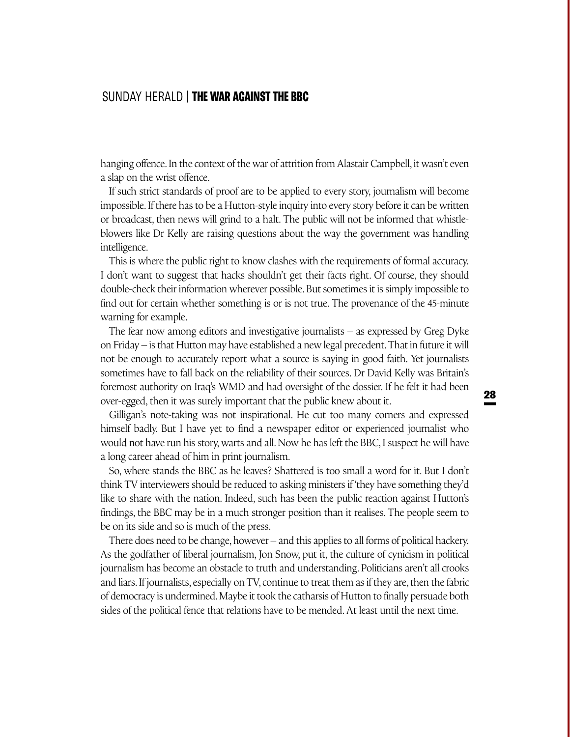hanging offence. In the context of the war of attrition from Alastair Campbell, it wasn't even a slap on the wrist offence.

If such strict standards of proof are to be applied to every story, journalism will become impossible. If there has to be a Hutton-style inquiry into every story before it can be written or broadcast, then news will grind to a halt. The public will not be informed that whistle-blowers like Dr Kelly are raising questions about the way the government was handling intelligence.

This is where the public right to know clashes with the requirements of formal accuracy. I don't want to suggest that hacks shouldn't get their facts right. Of course, they should double-check their information wherever possible. But sometimes it is simply impossible to find out for certain whether something is or is not true. The provenance of the 45-minute warning for example.

The fear now among editors and investigative journalists – as expressed by Greg Dyke on Friday – is that Hutton may have established a new legal precedent. That in future it will not be enough to accurately report what a source is saying in good faith. Yet journalists sometimes have to fall back on the reliability of their sources. Dr David Kelly was Britain's foremost authority on Iraq's WMD and had oversight of the dossier. If he felt it had been over-egged, then it was surely important that the public knew about it.

Gilligan's note-taking was not inspirational. He cut too many corners and expressed himself badly. But I have yet to find a newspaper editor or experienced journalist who would not have run his story, warts and all. Now he has left the BBC, I suspect he will have a long career ahead of him in print journalism.

So, where stands the BBC as he leaves? Shattered is too small a word for it. But I don't think TV interviewers should be reduced to asking ministers if 'they have something they'd like to share with the nation. Indeed, such has been the public reaction against Hutton's findings, the BBC may be in a much stronger position than it realises. The people seem to be on its side and so is much of the press.

There does need to be change, however – and this applies to all forms of political hackery. As the godfather of liberal journalism, Jon Snow, put it, the culture of cynicism in political journalism has become an obstacle to truth and understanding. Politicians aren't all crooks and liars. If journalists, especially on TV, continue to treat them as if they are, then the fabric of democracy is undermined. Maybe it took the catharsis of Hutton to finally persuade both sides of the political fence that relations have to be mended. At least until the next time.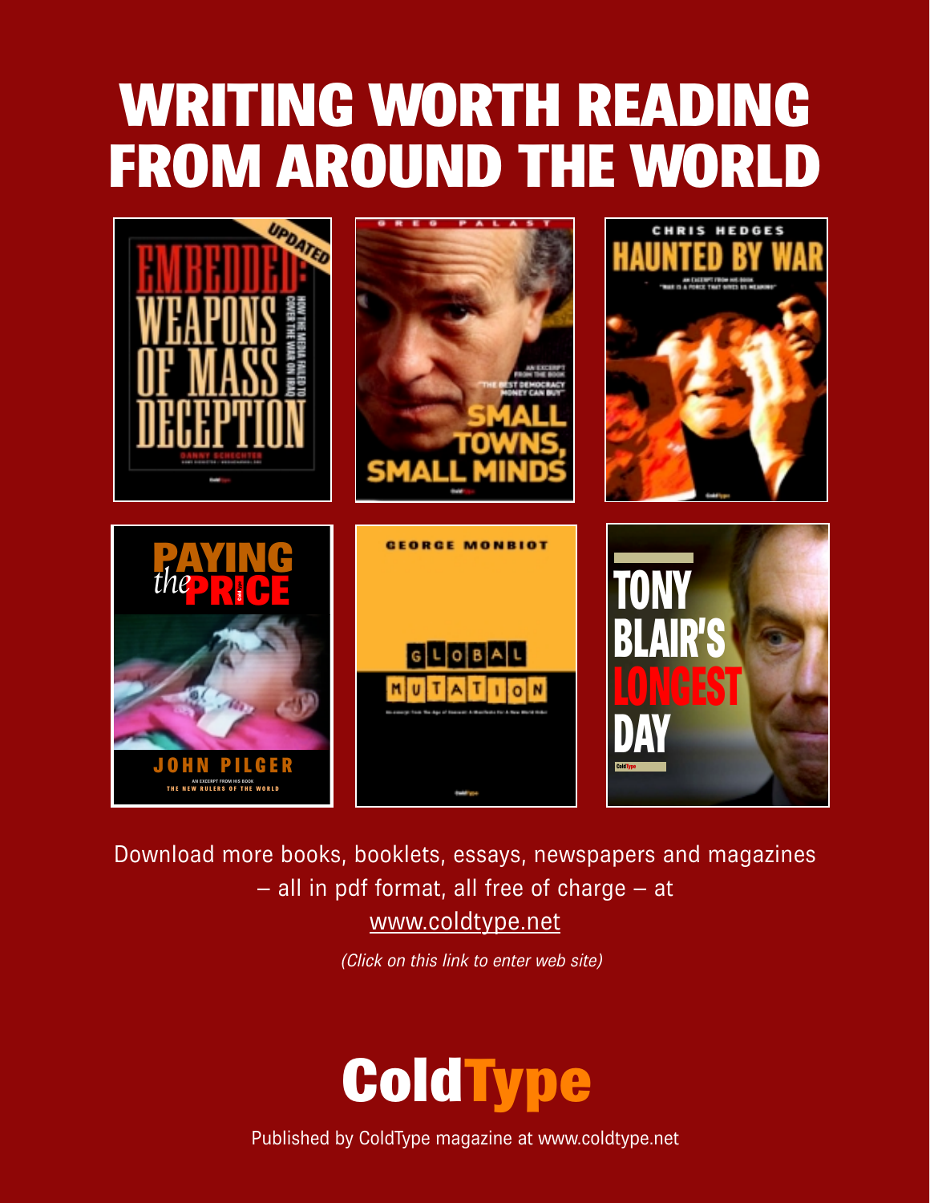# WRITING WORTH READING FROM AROUND THE WORLD

Download more books, booklets, essays, newspapers and magazines – all in pdf format, all free of charge – at www.coldtype.net

*(Click on this link to enter web site)*

**ColdType**

Published by ColdType magazine at www.coldtype.net